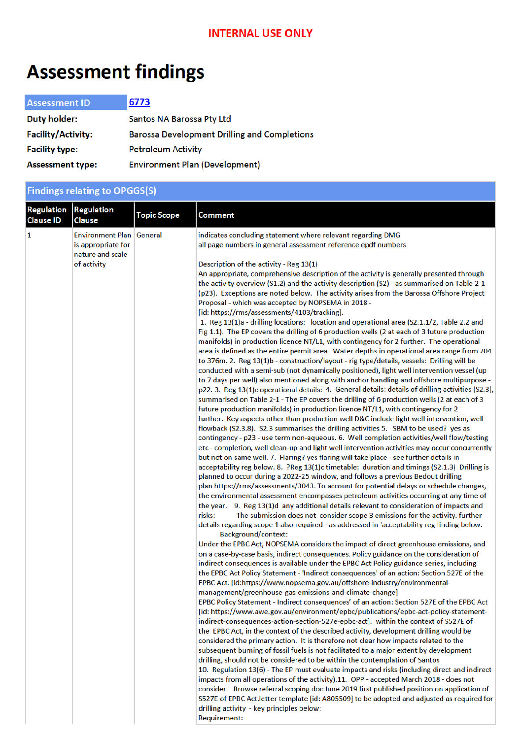INTERNAL USE ONLY

# Assessment findings

| Assessment ID | 6773 |
|---|---|
| Duty holder: | Santos NA Barossa Pty Ltd |
| Facility/Activity: | Barossa Development Drilling and Completions |
| Facility type: | Petroleum Activity |
| Assessment type: | Environment Plan (Development) |

## Findings relating to OPGGS(S)

| Regulation Clause ID | Regulation Clause | Topic Scope | Comment |
|---|---|---|---|
| 1 | Environment Plan is appropriate for nature and scale of activity | General | indicates concluding statement where relevant regarding DMG<br>all page numbers in general assessment reference epdf numbers<br><br>Description of the activity - Reg 13(1)<br>An appropriate, comprehensive description of the activity is generally presented through the activity overview (S1.2) and the activity description (S2) - as summarised on Table 2-1 (p23). Exceptions are noted below. The activity arises from the Barossa Offshore Project Proposal - which was accepted by NOPSEMA in 2018 - [id: https://rms/assessments/4103/tracking].<br>1. Reg 13(1)a - drilling locations: location and operational area (S2.1.1/2, Table 2.2 and Fig 1.1). The EP covers the drilling of 6 production wells (2 at each of 3 future production manifolds) in production licence NT/L1, with contingency for 2 further. The operational area is defined as the entire permit area. Water depths in operational area range from 204 to 376m. 2. Reg 13(1)b - construction/layout - rig type/details, vessels: Drilling will be conducted with a semi-sub (not dynamically positioned), light well intervention vessel (up to 7 days per well) also mentioned along with anchor handling and offshore multipurpose - p22. 3. Reg 13(1)c operational details: 4. General details: details of drilling activities (S2.3), summarised on Table 2-1 - The EP covers the drilling of 6 production wells (2 at each of 3 future production manifolds) in production licence NT/L1, with contingency for 2 further. Key aspects other than production well D&C include light well intervention, well flowback (S2.3.8). S2.3 summarises the drilling activities 5. SBM to be used? yes as contingency - p23 - use term non-aqueous. 6. Well completion activities/well flow/testing etc - completion, well clean-up and light well intervention activities may occur concurrently but not on same well. 7. Flaring? yes flaring will take place - see further details in acceptability reg below. 8. ?Reg 13(1)c timetable: duration and timings (S2.1.3) Drilling is planned to occur during a 2022-25 window, and follows a previous Bedout drilling plan https://rms/assessments/3043. To account for potential delays or schedule changes, the environmental assessment encompasses petroleum activities occurring at any time of the year. 9. Reg 13(1)d any additional details relevant to consideration of impacts and risks: The submission does not consider scope 3 emissions for the activity. further details regarding scope 1 also required - as addressed in 'acceptability reg finding below.<br>Background/context:<br>Under the EPBC Act, NOPSEMA considers the impact of direct greenhouse emissions, and on a case-by-case basis, indirect consequences. Policy guidance on the consideration of indirect consequences is available under the EPBC Act Policy guidance series, including the EPBC Act Policy Statement - 'Indirect consequences' of an action: Section 527E of the EPBC Act. [id:https://www.nopsema.gov.au/offshore-industry/environmental-management/greenhouse-gas-emissions-and-climate-change]<br>EPBC Policy Statement - Indirect consequences' of an action: Section 527E of the EPBC Act [id: https://www.awe.gov.au/environment/epbc/publications/epbc-act-policy-statement-indirect-consequences-action-section-527e-epbc-act]. within the context of S527E of the EPBC Act, in the context of the described activity, development drilling would be considered the primary action. It is therefore not clear how impacts related to the subsequent burning of fossil fuels is not facilitated to a major extent by development drilling, should not be considered to be within the contemplation of Santos<br>10. Regulation 13(6) - The EP must evaluate impacts and risks (including direct and indirect impacts from all operations of the activity).11. OPP - accepted March 2018 - does not consider. Browse referral scoping doc June 2019 first published position on application of S527E of EPBC Act.letter template [id: A805509] to be adopted and adjusted as required for drilling activity - key principles below:<br>Requirement: |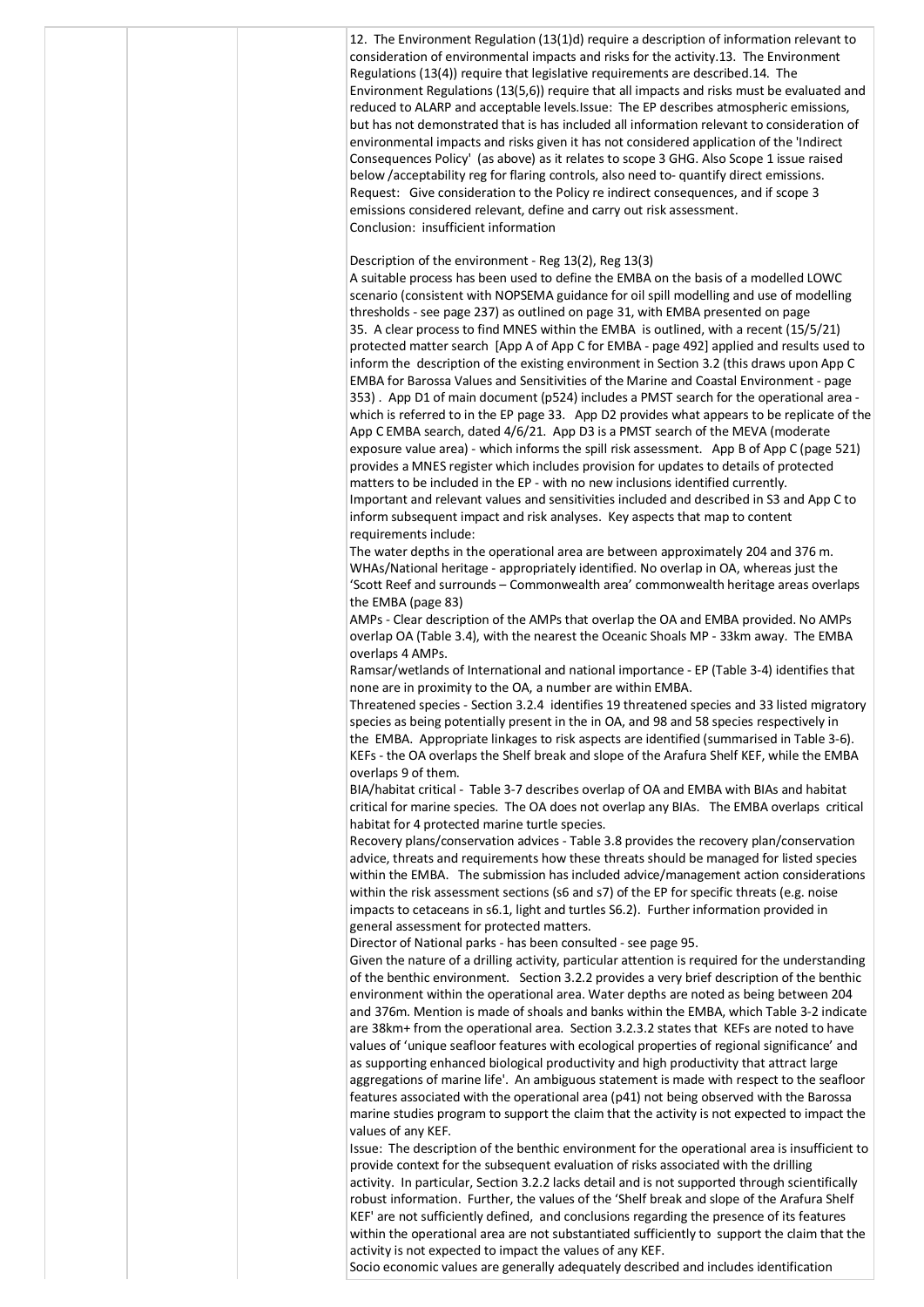12. The Environment Regulation (13(1)d) require a description of information relevant to consideration of environmental impacts and risks for the activity.13. The Environment Regulations (13(4)) require that legislative requirements are described.14. The Environment Regulations (13(5,6)) require that all impacts and risks must be evaluated and reduced to ALARP and acceptable levels.Issue: The EP describes atmospheric emissions, but has not demonstrated that is has included all information relevant to consideration of environmental impacts and risks given it has not considered application of the 'Indirect Consequences Policy' (as above) as it relates to scope 3 GHG. Also Scope 1 issue raised below /acceptability reg for flaring controls, also need to- quantify direct emissions.
Request: Give consideration to the Policy re indirect consequences, and if scope 3 emissions considered relevant, define and carry out risk assessment.
Conclusion: insufficient information

Description of the environment - Reg 13(2), Reg 13(3)
A suitable process has been used to define the EMBA on the basis of a modelled LOWC scenario (consistent with NOPSEMA guidance for oil spill modelling and use of modelling thresholds - see page 237) as outlined on page 31, with EMBA presented on page 35. A clear process to find MNES within the EMBA is outlined, with a recent (15/5/21) protected matter search [App A of App C for EMBA - page 492] applied and results used to inform the description of the existing environment in Section 3.2 (this draws upon App C EMBA for Barossa Values and Sensitivities of the Marine and Coastal Environment - page 353) . App D1 of main document (p524) includes a PMST search for the operational area - which is referred to in the EP page 33. App D2 provides what appears to be replicate of the App C EMBA search, dated 4/6/21. App D3 is a PMST search of the MEVA (moderate exposure value area) - which informs the spill risk assessment. App B of App C (page 521) provides a MNES register which includes provision for updates to details of protected matters to be included in the EP - with no new inclusions identified currently.
Important and relevant values and sensitivities included and described in S3 and App C to inform subsequent impact and risk analyses. Key aspects that map to content requirements include:
The water depths in the operational area are between approximately 204 and 376 m.
WHAs/National heritage - appropriately identified. No overlap in OA, whereas just the 'Scott Reef and surrounds – Commonwealth area' commonwealth heritage areas overlaps the EMBA (page 83)
AMPs - Clear description of the AMPs that overlap the OA and EMBA provided. No AMPs overlap OA (Table 3.4), with the nearest the Oceanic Shoals MP - 33km away. The EMBA overlaps 4 AMPs.
Ramsar/wetlands of International and national importance - EP (Table 3-4) identifies that none are in proximity to the OA, a number are within EMBA.
Threatened species - Section 3.2.4 identifies 19 threatened species and 33 listed migratory species as being potentially present in the in OA, and 98 and 58 species respectively in the EMBA. Appropriate linkages to risk aspects are identified (summarised in Table 3-6).
KEFs - the OA overlaps the Shelf break and slope of the Arafura Shelf KEF, while the EMBA overlaps 9 of them.
BIA/habitat critical - Table 3-7 describes overlap of OA and EMBA with BIAs and habitat critical for marine species. The OA does not overlap any BIAs. The EMBA overlaps critical habitat for 4 protected marine turtle species.
Recovery plans/conservation advices - Table 3.8 provides the recovery plan/conservation advice, threats and requirements how these threats should be managed for listed species within the EMBA. The submission has included advice/management action considerations within the risk assessment sections (s6 and s7) of the EP for specific threats (e.g. noise impacts to cetaceans in s6.1, light and turtles S6.2). Further information provided in general assessment for protected matters.
Director of National parks - has been consulted - see page 95.
Given the nature of a drilling activity, particular attention is required for the understanding of the benthic environment. Section 3.2.2 provides a very brief description of the benthic environment within the operational area. Water depths are noted as being between 204 and 376m. Mention is made of shoals and banks within the EMBA, which Table 3-2 indicate are 38km+ from the operational area. Section 3.2.3.2 states that KEFs are noted to have values of 'unique seafloor features with ecological properties of regional significance' and as supporting enhanced biological productivity and high productivity that attract large aggregations of marine life'. An ambiguous statement is made with respect to the seafloor features associated with the operational area (p41) not being observed with the Barossa marine studies program to support the claim that the activity is not expected to impact the values of any KEF.
Issue: The description of the benthic environment for the operational area is insufficient to provide context for the subsequent evaluation of risks associated with the drilling activity. In particular, Section 3.2.2 lacks detail and is not supported through scientifically robust information. Further, the values of the 'Shelf break and slope of the Arafura Shelf KEF' are not sufficiently defined, and conclusions regarding the presence of its features within the operational area are not substantiated sufficiently to support the claim that the activity is not expected to impact the values of any KEF.
Socio economic values are generally adequately described and includes identification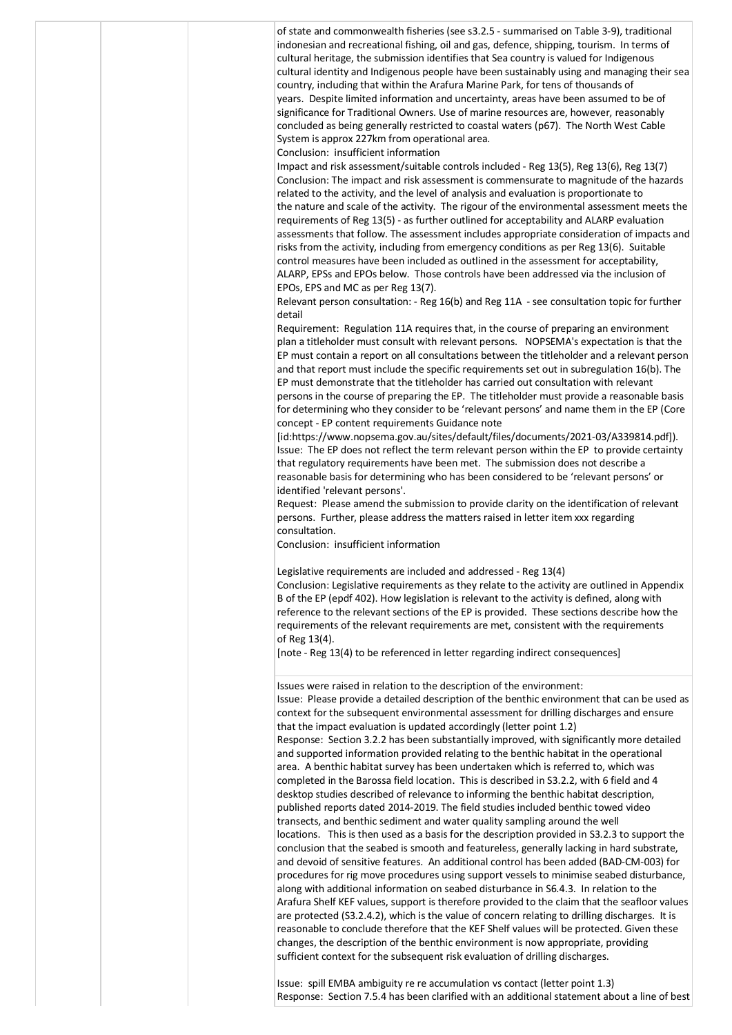of state and commonwealth fisheries (see s3.2.5 - summarised on Table 3-9), traditional indonesian and recreational fishing, oil and gas, defence, shipping, tourism. In terms of cultural heritage, the submission identifies that Sea country is valued for Indigenous cultural identity and Indigenous people have been sustainably using and managing their sea country, including that within the Arafura Marine Park, for tens of thousands of years. Despite limited information and uncertainty, areas have been assumed to be of significance for Traditional Owners. Use of marine resources are, however, reasonably concluded as being generally restricted to coastal waters (p67). The North West Cable System is approx 227km from operational area.

Conclusion: insufficient information

Impact and risk assessment/suitable controls included - Reg 13(5), Reg 13(6), Reg 13(7)

Conclusion: The impact and risk assessment is commensurate to magnitude of the hazards related to the activity, and the level of analysis and evaluation is proportionate to the nature and scale of the activity. The rigour of the environmental assessment meets the requirements of Reg 13(5) - as further outlined for acceptability and ALARP evaluation assessments that follow. The assessment includes appropriate consideration of impacts and risks from the activity, including from emergency conditions as per Reg 13(6). Suitable control measures have been included as outlined in the assessment for acceptability, ALARP, EPSs and EPOs below. Those controls have been addressed via the inclusion of EPOs, EPS and MC as per Reg 13(7).

Relevant person consultation: - Reg 16(b) and Reg 11A - see consultation topic for further detail

Requirement: Regulation 11A requires that, in the course of preparing an environment plan a titleholder must consult with relevant persons. NOPSEMA's expectation is that the EP must contain a report on all consultations between the titleholder and a relevant person and that report must include the specific requirements set out in subregulation 16(b). The EP must demonstrate that the titleholder has carried out consultation with relevant persons in the course of preparing the EP. The titleholder must provide a reasonable basis for determining who they consider to be 'relevant persons' and name them in the EP (Core concept - EP content requirements Guidance note [id:https://www.nopsema.gov.au/sites/default/files/documents/2021-03/A339814.pdf]).

Issue: The EP does not reflect the term relevant person within the EP to provide certainty that regulatory requirements have been met. The submission does not describe a reasonable basis for determining who has been considered to be 'relevant persons' or identified 'relevant persons'.

Request: Please amend the submission to provide clarity on the identification of relevant persons. Further, please address the matters raised in letter item xxx regarding consultation.

Conclusion: insufficient information

Legislative requirements are included and addressed - Reg 13(4)

Conclusion: Legislative requirements as they relate to the activity are outlined in Appendix B of the EP (epdf 402). How legislation is relevant to the activity is defined, along with reference to the relevant sections of the EP is provided. These sections describe how the requirements of the relevant requirements are met, consistent with the requirements of Reg 13(4).

[note - Reg 13(4) to be referenced in letter regarding indirect consequences]

Issues were raised in relation to the description of the environment:

Issue: Please provide a detailed description of the benthic environment that can be used as context for the subsequent environmental assessment for drilling discharges and ensure that the impact evaluation is updated accordingly (letter point 1.2)

Response: Section 3.2.2 has been substantially improved, with significantly more detailed and supported information provided relating to the benthic habitat in the operational area. A benthic habitat survey has been undertaken which is referred to, which was completed in the Barossa field location. This is described in S3.2.2, with 6 field and 4 desktop studies described of relevance to informing the benthic habitat description, published reports dated 2014-2019. The field studies included benthic towed video transects, and benthic sediment and water quality sampling around the well locations. This is then used as a basis for the description provided in S3.2.3 to support the conclusion that the seabed is smooth and featureless, generally lacking in hard substrate, and devoid of sensitive features. An additional control has been added (BAD-CM-003) for procedures for rig move procedures using support vessels to minimise seabed disturbance, along with additional information on seabed disturbance in S6.4.3. In relation to the Arafura Shelf KEF values, support is therefore provided to the claim that the seafloor values are protected (S3.2.4.2), which is the value of concern relating to drilling discharges. It is reasonable to conclude therefore that the KEF Shelf values will be protected. Given these changes, the description of the benthic environment is now appropriate, providing sufficient context for the subsequent risk evaluation of drilling discharges.

Issue: spill EMBA ambiguity re re accumulation vs contact (letter point 1.3)

Response: Section 7.5.4 has been clarified with an additional statement about a line of best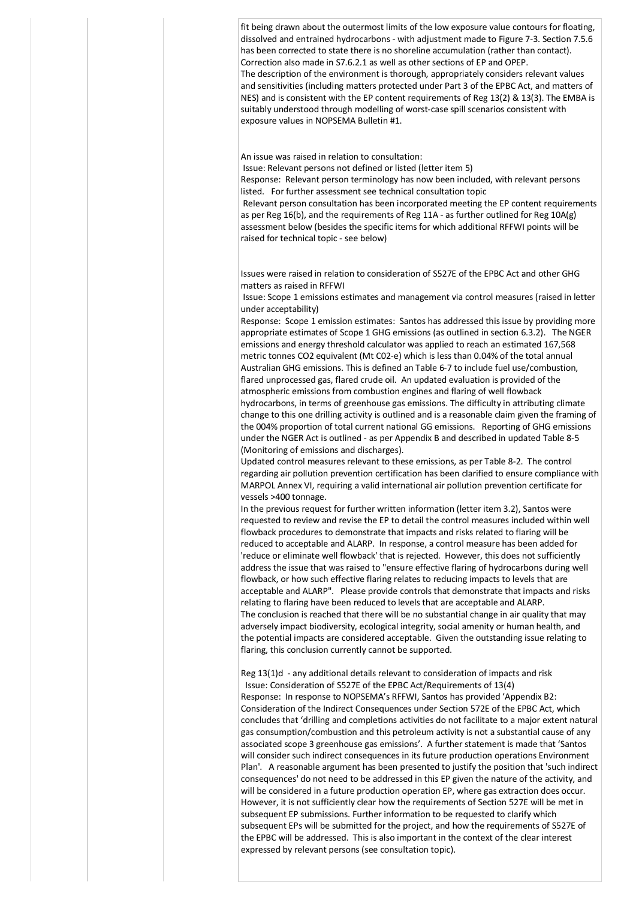fit being drawn about the outermost limits of the low exposure value contours for floating, dissolved and entrained hydrocarbons - with adjustment made to Figure 7-3. Section 7.5.6 has been corrected to state there is no shoreline accumulation (rather than contact). Correction also made in S7.6.2.1 as well as other sections of EP and OPEP.
The description of the environment is thorough, appropriately considers relevant values and sensitivities (including matters protected under Part 3 of the EPBC Act, and matters of NES) and is consistent with the EP content requirements of Reg 13(2) & 13(3). The EMBA is suitably understood through modelling of worst-case spill scenarios consistent with exposure values in NOPSEMA Bulletin #1.

An issue was raised in relation to consultation:
Issue: Relevant persons not defined or listed (letter item 5)
Response: Relevant person terminology has now been included, with relevant persons listed. For further assessment see technical consultation topic
Relevant person consultation has been incorporated meeting the EP content requirements as per Reg 16(b), and the requirements of Reg 11A - as further outlined for Reg 10A(g) assessment below (besides the specific items for which additional RFFWI points will be raised for technical topic - see below)

Issues were raised in relation to consideration of S527E of the EPBC Act and other GHG matters as raised in RFFWI
Issue: Scope 1 emissions estimates and management via control measures (raised in letter under acceptability)
Response: Scope 1 emission estimates: Santos has addressed this issue by providing more appropriate estimates of Scope 1 GHG emissions (as outlined in section 6.3.2). The NGER emissions and energy threshold calculator was applied to reach an estimated 167,568 metric tonnes CO2 equivalent (Mt C02-e) which is less than 0.04% of the total annual Australian GHG emissions. This is defined an Table 6-7 to include fuel use/combustion, flared unprocessed gas, flared crude oil. An updated evaluation is provided of the atmospheric emissions from combustion engines and flaring of well flowback hydrocarbons, in terms of greenhouse gas emissions. The difficulty in attributing climate change to this one drilling activity is outlined and is a reasonable claim given the framing of the 004% proportion of total current national GG emissions. Reporting of GHG emissions under the NGER Act is outlined - as per Appendix B and described in updated Table 8-5 (Monitoring of emissions and discharges).
Updated control measures relevant to these emissions, as per Table 8-2. The control regarding air pollution prevention certification has been clarified to ensure compliance with MARPOL Annex VI, requiring a valid international air pollution prevention certificate for vessels >400 tonnage.
In the previous request for further written information (letter item 3.2), Santos were requested to review and revise the EP to detail the control measures included within well flowback procedures to demonstrate that impacts and risks related to flaring will be reduced to acceptable and ALARP. In response, a control measure has been added for 'reduce or eliminate well flowback' that is rejected. However, this does not sufficiently address the issue that was raised to "ensure effective flaring of hydrocarbons during well flowback, or how such effective flaring relates to reducing impacts to levels that are acceptable and ALARP". Please provide controls that demonstrate that impacts and risks relating to flaring have been reduced to levels that are acceptable and ALARP.
The conclusion is reached that there will be no substantial change in air quality that may adversely impact biodiversity, ecological integrity, social amenity or human health, and the potential impacts are considered acceptable. Given the outstanding issue relating to flaring, this conclusion currently cannot be supported.

Reg 13(1)d - any additional details relevant to consideration of impacts and risk
Issue: Consideration of S527E of the EPBC Act/Requirements of 13(4)
Response: In response to NOPSEMA's RFFWI, Santos has provided 'Appendix B2: Consideration of the Indirect Consequences under Section 572E of the EPBC Act, which concludes that 'drilling and completions activities do not facilitate to a major extent natural gas consumption/combustion and this petroleum activity is not a substantial cause of any associated scope 3 greenhouse gas emissions'. A further statement is made that 'Santos will consider such indirect consequences in its future production operations Environment Plan'. A reasonable argument has been presented to justify the position that 'such indirect consequences' do not need to be addressed in this EP given the nature of the activity, and will be considered in a future production operation EP, where gas extraction does occur. However, it is not sufficiently clear how the requirements of Section 527E will be met in subsequent EP submissions. Further information to be requested to clarify which subsequent EPs will be submitted for the project, and how the requirements of S527E of the EPBC will be addressed. This is also important in the context of the clear interest expressed by relevant persons (see consultation topic).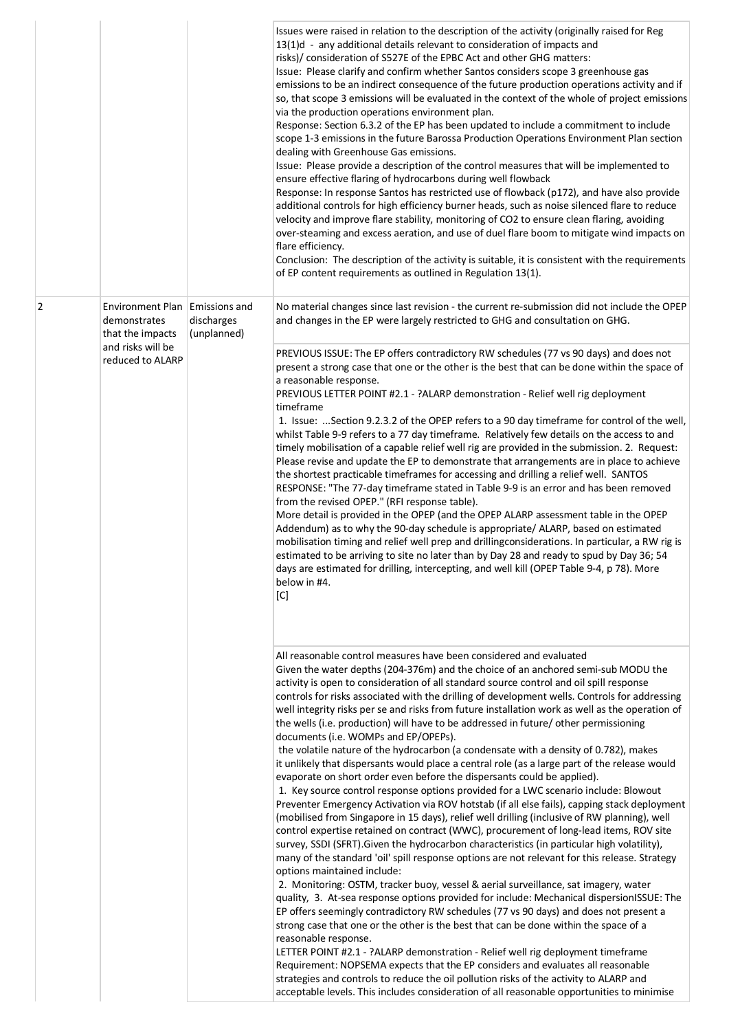| | | | |
|---|---|---|---|
| | | | Issues were raised in relation to the description of the activity (originally raised for Reg 13(1)d - any additional details relevant to consideration of impacts and risks)/ consideration of S527E of the EPBC Act and other GHG matters:<br>Issue: Please clarify and confirm whether Santos considers scope 3 greenhouse gas emissions to be an indirect consequence of the future production operations activity and if so, that scope 3 emissions will be evaluated in the context of the whole of project emissions via the production operations environment plan.<br>Response: Section 6.3.2 of the EP has been updated to include a commitment to include scope 1-3 emissions in the future Barossa Production Operations Environment Plan section dealing with Greenhouse Gas emissions.<br>Issue: Please provide a description of the control measures that will be implemented to ensure effective flaring of hydrocarbons during well flowback<br>Response: In response Santos has restricted use of flowback (p172), and have also provide additional controls for high efficiency burner heads, such as noise silenced flare to reduce velocity and improve flare stability, monitoring of CO2 to ensure clean flaring, avoiding over-steaming and excess aeration, and use of duel flare boom to mitigate wind impacts on flare efficiency.<br>Conclusion: The description of the activity is suitable, it is consistent with the requirements of EP content requirements as outlined in Regulation 13(1). |
| 2 | Environment Plan demonstrates that the impacts and risks will be reduced to ALARP | Emissions and discharges (unplanned) | No material changes since last revision - the current re-submission did not include the OPEP and changes in the EP were largely restricted to GHG and consultation on GHG. |
| | | | PREVIOUS ISSUE: The EP offers contradictory RW schedules (77 vs 90 days) and does not present a strong case that one or the other is the best that can be done within the space of a reasonable response.<br>PREVIOUS LETTER POINT #2.1 - ?ALARP demonstration - Relief well rig deployment timeframe<br>1. Issue: ...Section 9.2.3.2 of the OPEP refers to a 90 day timeframe for control of the well, whilst Table 9-9 refers to a 77 day timeframe. Relatively few details on the access to and timely mobilisation of a capable relief well rig are provided in the submission. 2. Request: Please revise and update the EP to demonstrate that arrangements are in place to achieve the shortest practicable timeframes for accessing and drilling a relief well. SANTOS RESPONSE: "The 77-day timeframe stated in Table 9-9 is an error and has been removed from the revised OPEP." (RFI response table).<br>More detail is provided in the OPEP (and the OPEP ALARP assessment table in the OPEP Addendum) as to why the 90-day schedule is appropriate/ ALARP, based on estimated mobilisation timing and relief well prep and drillingconsiderations. In particular, a RW rig is estimated to be arriving to site no later than by Day 28 and ready to spud by Day 36; 54 days are estimated for drilling, intercepting, and well kill (OPEP Table 9-4, p 78). More below in #4.<br>[C] |
| | | | All reasonable control measures have been considered and evaluated<br>Given the water depths (204-376m) and the choice of an anchored semi-sub MODU the activity is open to consideration of all standard source control and oil spill response controls for risks associated with the drilling of development wells. Controls for addressing well integrity risks per se and risks from future installation work as well as the operation of the wells (i.e. production) will have to be addressed in future/ other permissioning documents (i.e. WOMPs and EP/OPEPs).<br>the volatile nature of the hydrocarbon (a condensate with a density of 0.782), makes it unlikely that dispersants would place a central role (as a large part of the release would evaporate on short order even before the dispersants could be applied).<br>1. Key source control response options provided for a LWC scenario include: Blowout Preventer Emergency Activation via ROV hotstab (if all else fails), capping stack deployment (mobilised from Singapore in 15 days), relief well drilling (inclusive of RW planning), well control expertise retained on contract (WWC), procurement of long-lead items, ROV site survey, SSDI (SFRT).Given the hydrocarbon characteristics (in particular high volatility), many of the standard 'oil' spill response options are not relevant for this release. Strategy options maintained include:<br>2. Monitoring: OSTM, tracker buoy, vessel & aerial surveillance, sat imagery, water quality, 3. At-sea response options provided for include: Mechanical dispersionISSUE: The EP offers seemingly contradictory RW schedules (77 vs 90 days) and does not present a strong case that one or the other is the best that can be done within the space of a reasonable response.<br>LETTER POINT #2.1 - ?ALARP demonstration - Relief well rig deployment timeframe<br>Requirement: NOPSEMA expects that the EP considers and evaluates all reasonable strategies and controls to reduce the oil pollution risks of the activity to ALARP and acceptable levels. This includes consideration of all reasonable opportunities to minimise |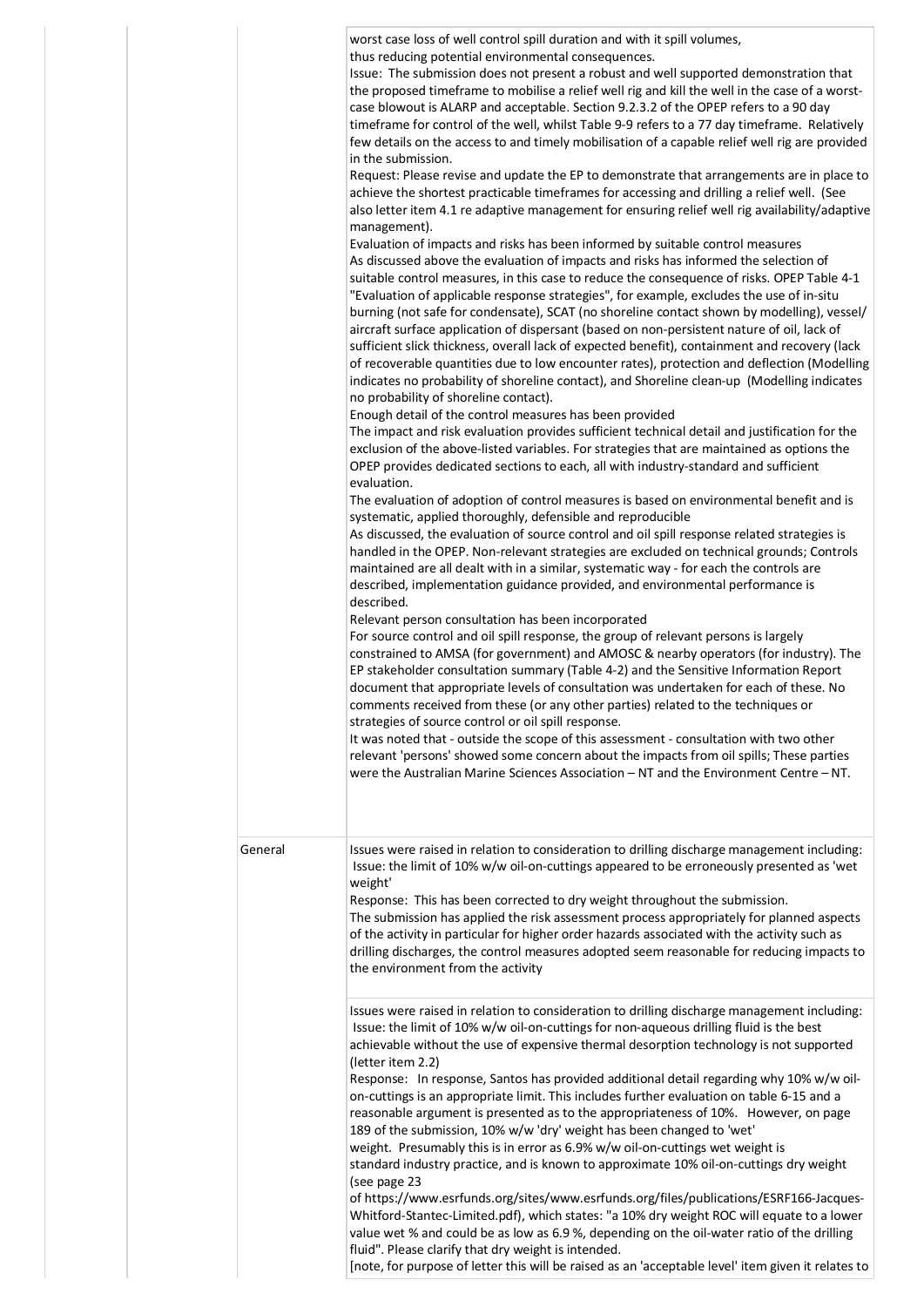| | | | |
|---|---|---|---|
| | | | worst case loss of well control spill duration and with it spill volumes, thus reducing potential environmental consequences.<br>Issue: The submission does not present a robust and well supported demonstration that the proposed timeframe to mobilise a relief well rig and kill the well in the case of a worst-case blowout is ALARP and acceptable. Section 9.2.3.2 of the OPEP refers to a 90 day timeframe for control of the well, whilst Table 9-9 refers to a 77 day timeframe. Relatively few details on the access to and timely mobilisation of a capable relief well rig are provided in the submission.<br>Request: Please revise and update the EP to demonstrate that arrangements are in place to achieve the shortest practicable timeframes for accessing and drilling a relief well. (See also letter item 4.1 re adaptive management for ensuring relief well rig availability/adaptive management).<br>Evaluation of impacts and risks has been informed by suitable control measures<br>As discussed above the evaluation of impacts and risks has informed the selection of suitable control measures, in this case to reduce the consequence of risks. OPEP Table 4-1 "Evaluation of applicable response strategies", for example, excludes the use of in-situ burning (not safe for condensate), SCAT (no shoreline contact shown by modelling), vessel/ aircraft surface application of dispersant (based on non-persistent nature of oil, lack of sufficient slick thickness, overall lack of expected benefit), containment and recovery (lack of recoverable quantities due to low encounter rates), protection and deflection (Modelling indicates no probability of shoreline contact), and Shoreline clean-up (Modelling indicates no probability of shoreline contact).<br>Enough detail of the control measures has been provided<br>The impact and risk evaluation provides sufficient technical detail and justification for the exclusion of the above-listed variables. For strategies that are maintained as options the OPEP provides dedicated sections to each, all with industry-standard and sufficient evaluation.<br>The evaluation of adoption of control measures is based on environmental benefit and is systematic, applied thoroughly, defensible and reproducible<br>As discussed, the evaluation of source control and oil spill response related strategies is handled in the OPEP. Non-relevant strategies are excluded on technical grounds; Controls maintained are all dealt with in a similar, systematic way - for each the controls are described, implementation guidance provided, and environmental performance is described.<br>Relevant person consultation has been incorporated<br>For source control and oil spill response, the group of relevant persons is largely constrained to AMSA (for government) and AMOSC & nearby operators (for industry). The EP stakeholder consultation summary (Table 4-2) and the Sensitive Information Report document that appropriate levels of consultation was undertaken for each of these. No comments received from these (or any other parties) related to the techniques or strategies of source control or oil spill response.<br>It was noted that - outside the scope of this assessment - consultation with two other relevant 'persons' showed some concern about the impacts from oil spills; These parties were the Australian Marine Sciences Association – NT and the Environment Centre – NT. |
| | | General | Issues were raised in relation to consideration to drilling discharge management including:<br>Issue: the limit of 10% w/w oil-on-cuttings appeared to be erroneously presented as 'wet weight'<br>Response: This has been corrected to dry weight throughout the submission.<br>The submission has applied the risk assessment process appropriately for planned aspects of the activity in particular for higher order hazards associated with the activity such as drilling discharges, the control measures adopted seem reasonable for reducing impacts to the environment from the activity |
| | | | Issues were raised in relation to consideration to drilling discharge management including:<br>Issue: the limit of 10% w/w oil-on-cuttings for non-aqueous drilling fluid is the best achievable without the use of expensive thermal desorption technology is not supported (letter item 2.2)<br>Response: In response, Santos has provided additional detail regarding why 10% w/w oil-on-cuttings is an appropriate limit. This includes further evaluation on table 6-15 and a reasonable argument is presented as to the appropriateness of 10%. However, on page 189 of the submission, 10% w/w 'dry' weight has been changed to 'wet' weight. Presumably this is in error as 6.9% w/w oil-on-cuttings wet weight is standard industry practice, and is known to approximate 10% oil-on-cuttings dry weight (see page 23 of https://www.esrfunds.org/sites/www.esrfunds.org/files/publications/ESRF166-Jacques-Whitford-Stantec-Limited.pdf), which states: "a 10% dry weight ROC will equate to a lower value wet % and could be as low as 6.9 %, depending on the oil-water ratio of the drilling fluid". Please clarify that dry weight is intended.<br>[note, for purpose of letter this will be raised as an 'acceptable level' item given it relates to |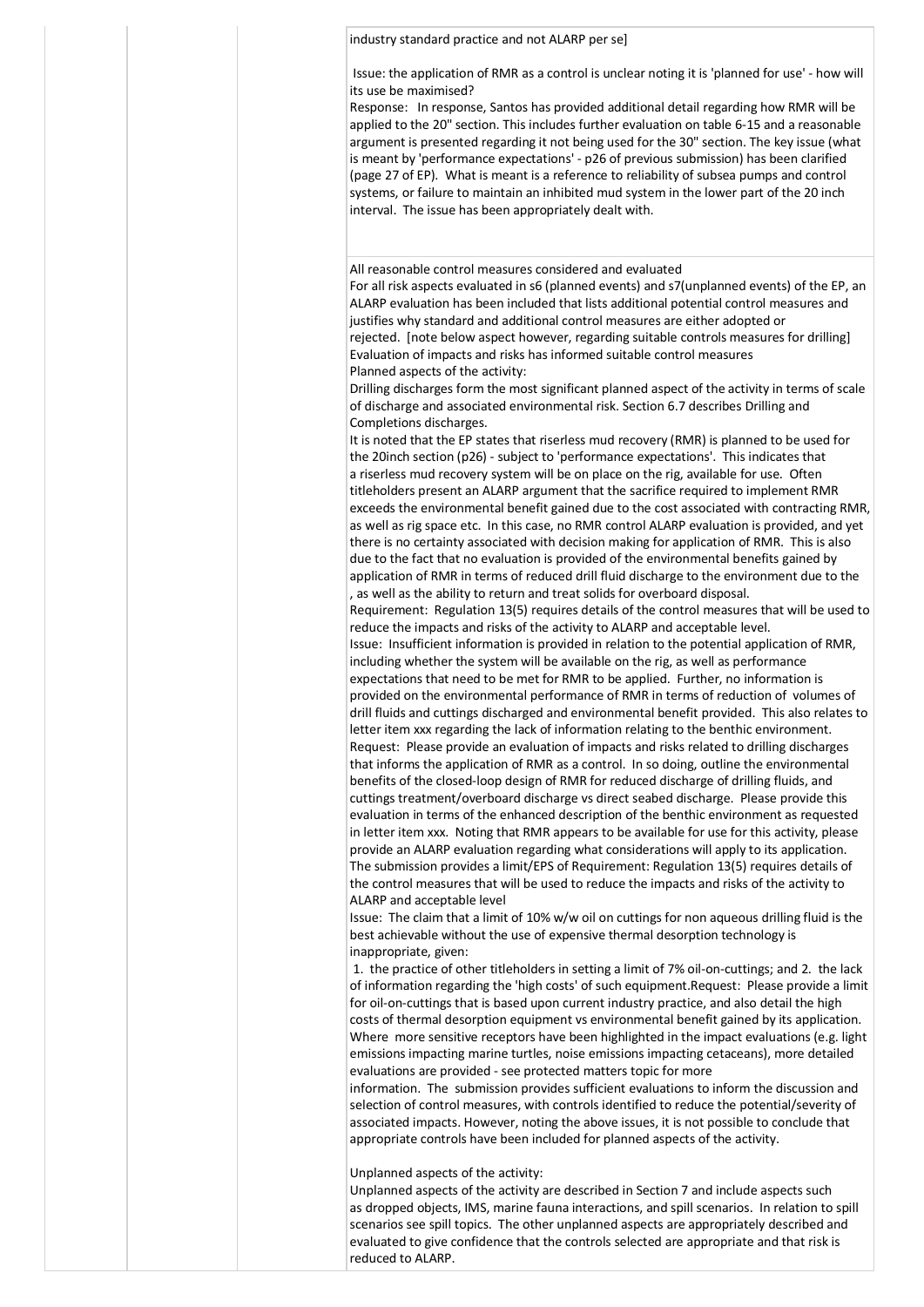industry standard practice and not ALARP per se]

Issue: the application of RMR as a control is unclear noting it is 'planned for use' - how will its use be maximised?
Response: In response, Santos has provided additional detail regarding how RMR will be applied to the 20" section. This includes further evaluation on table 6-15 and a reasonable argument is presented regarding it not being used for the 30" section. The key issue (what is meant by 'performance expectations' - p26 of previous submission) has been clarified (page 27 of EP). What is meant is a reference to reliability of subsea pumps and control systems, or failure to maintain an inhibited mud system in the lower part of the 20 inch interval. The issue has been appropriately dealt with.

All reasonable control measures considered and evaluated
For all risk aspects evaluated in s6 (planned events) and s7(unplanned events) of the EP, an ALARP evaluation has been included that lists additional potential control measures and justifies why standard and additional control measures are either adopted or rejected. [note below aspect however, regarding suitable controls measures for drilling]
Evaluation of impacts and risks has informed suitable control measures
Planned aspects of the activity:
Drilling discharges form the most significant planned aspect of the activity in terms of scale of discharge and associated environmental risk. Section 6.7 describes Drilling and Completions discharges.
It is noted that the EP states that riserless mud recovery (RMR) is planned to be used for the 20inch section (p26) - subject to 'performance expectations'. This indicates that a riserless mud recovery system will be on place on the rig, available for use. Often titleholders present an ALARP argument that the sacrifice required to implement RMR exceeds the environmental benefit gained due to the cost associated with contracting RMR, as well as rig space etc. In this case, no RMR control ALARP evaluation is provided, and yet there is no certainty associated with decision making for application of RMR. This is also due to the fact that no evaluation is provided of the environmental benefits gained by application of RMR in terms of reduced drill fluid discharge to the environment due to the , as well as the ability to return and treat solids for overboard disposal.
Requirement: Regulation 13(5) requires details of the control measures that will be used to reduce the impacts and risks of the activity to ALARP and acceptable level.
Issue: Insufficient information is provided in relation to the potential application of RMR, including whether the system will be available on the rig, as well as performance expectations that need to be met for RMR to be applied. Further, no information is provided on the environmental performance of RMR in terms of reduction of volumes of drill fluids and cuttings discharged and environmental benefit provided. This also relates to letter item xxx regarding the lack of information relating to the benthic environment.
Request: Please provide an evaluation of impacts and risks related to drilling discharges that informs the application of RMR as a control. In so doing, outline the environmental benefits of the closed-loop design of RMR for reduced discharge of drilling fluids, and cuttings treatment/overboard discharge vs direct seabed discharge. Please provide this evaluation in terms of the enhanced description of the benthic environment as requested in letter item xxx. Noting that RMR appears to be available for use for this activity, please provide an ALARP evaluation regarding what considerations will apply to its application.
The submission provides a limit/EPS of Requirement: Regulation 13(5) requires details of the control measures that will be used to reduce the impacts and risks of the activity to ALARP and acceptable level
Issue: The claim that a limit of 10% w/w oil on cuttings for non aqueous drilling fluid is the best achievable without the use of expensive thermal desorption technology is inappropriate, given:
1. the practice of other titleholders in setting a limit of 7% oil-on-cuttings; and 2. the lack of information regarding the 'high costs' of such equipment.Request: Please provide a limit for oil-on-cuttings that is based upon current industry practice, and also detail the high costs of thermal desorption equipment vs environmental benefit gained by its application.
Where more sensitive receptors have been highlighted in the impact evaluations (e.g. light emissions impacting marine turtles, noise emissions impacting cetaceans), more detailed evaluations are provided - see protected matters topic for more information. The submission provides sufficient evaluations to inform the discussion and selection of control measures, with controls identified to reduce the potential/severity of associated impacts. However, noting the above issues, it is not possible to conclude that appropriate controls have been included for planned aspects of the activity.

Unplanned aspects of the activity:
Unplanned aspects of the activity are described in Section 7 and include aspects such as dropped objects, IMS, marine fauna interactions, and spill scenarios. In relation to spill scenarios see spill topics. The other unplanned aspects are appropriately described and evaluated to give confidence that the controls selected are appropriate and that risk is reduced to ALARP.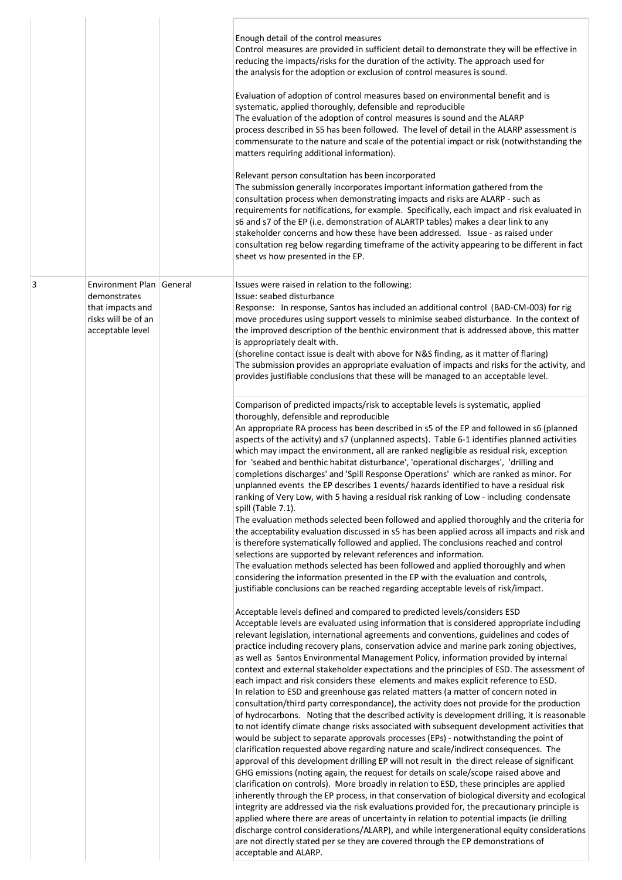| | | | |
|---|---|---|---|
| | | | Enough detail of the control measures<br>Control measures are provided in sufficient detail to demonstrate they will be effective in reducing the impacts/risks for the duration of the activity. The approach used for the analysis for the adoption or exclusion of control measures is sound.<br><br>Evaluation of adoption of control measures based on environmental benefit and is systematic, applied thoroughly, defensible and reproducible<br>The evaluation of the adoption of control measures is sound and the ALARP process described in S5 has been followed. The level of detail in the ALARP assessment is commensurate to the nature and scale of the potential impact or risk (notwithstanding the matters requiring additional information).<br><br>Relevant person consultation has been incorporated<br>The submission generally incorporates important information gathered from the consultation process when demonstrating impacts and risks are ALARP - such as requirements for notifications, for example. Specifically, each impact and risk evaluated in s6 and s7 of the EP (i.e. demonstration of ALARTP tables) makes a clear link to any stakeholder concerns and how these have been addressed. Issue - as raised under consultation reg below regarding timeframe of the activity appearing to be different in fact sheet vs how presented in the EP. |
| 3 | Environment Plan demonstrates that impacts and risks will be of an acceptable level | General | Issues were raised in relation to the following:<br>Issue: seabed disturbance<br>Response: In response, Santos has included an additional control (BAD-CM-003) for rig move procedures using support vessels to minimise seabed disturbance. In the context of the improved description of the benthic environment that is addressed above, this matter is appropriately dealt with.<br>(shoreline contact issue is dealt with above for N&S finding, as it matter of flaring)<br>The submission provides an appropriate evaluation of impacts and risks for the activity, and provides justifiable conclusions that these will be managed to an acceptable level. |
| | | | Comparison of predicted impacts/risk to acceptable levels is systematic, applied thoroughly, defensible and reproducible<br>An appropriate RA process has been described in s5 of the EP and followed in s6 (planned aspects of the activity) and s7 (unplanned aspects). Table 6-1 identifies planned activities which may impact the environment, all are ranked negligible as residual risk, exception for 'seabed and benthic habitat disturbance', 'operational discharges', 'drilling and completions discharges' and 'Spill Response Operations' which are ranked as minor. For unplanned events the EP describes 1 events/ hazards identified to have a residual risk ranking of Very Low, with 5 having a residual risk ranking of Low - including condensate spill (Table 7.1).<br>The evaluation methods selected been followed and applied thoroughly and the criteria for the acceptability evaluation discussed in s5 has been applied across all impacts and risk and is therefore systematically followed and applied. The conclusions reached and control selections are supported by relevant references and information.<br>The evaluation methods selected has been followed and applied thoroughly and when considering the information presented in the EP with the evaluation and controls, justifiable conclusions can be reached regarding acceptable levels of risk/impact.<br><br>Acceptable levels defined and compared to predicted levels/considers ESD<br>Acceptable levels are evaluated using information that is considered appropriate including relevant legislation, international agreements and conventions, guidelines and codes of practice including recovery plans, conservation advice and marine park zoning objectives, as well as Santos Environmental Management Policy, information provided by internal context and external stakeholder expectations and the principles of ESD. The assessment of each impact and risk considers these elements and makes explicit reference to ESD.<br>In relation to ESD and greenhouse gas related matters (a matter of concern noted in consultation/third party correspondance), the activity does not provide for the production of hydrocarbons. Noting that the described activity is development drilling, it is reasonable to not identify climate change risks associated with subsequent development activities that would be subject to separate approvals processes (EPs) - notwithstanding the point of clarification requested above regarding nature and scale/indirect consequences. The approval of this development drilling EP will not result in the direct release of significant GHG emissions (noting again, the request for details on scale/scope raised above and clarification on controls). More broadly in relation to ESD, these principles are applied inherently through the EP process, in that conservation of biological diversity and ecological integrity are addressed via the risk evaluations provided for, the precautionary principle is applied where there are areas of uncertainty in relation to potential impacts (ie drilling discharge control considerations/ALARP), and while intergenerational equity considerations are not directly stated per se they are covered through the EP demonstrations of acceptable and ALARP. |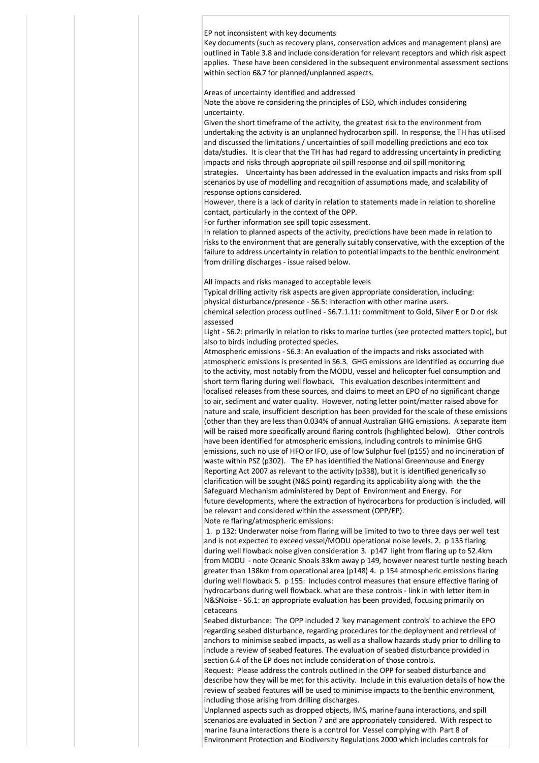EP not inconsistent with key documents

Key documents (such as recovery plans, conservation advices and management plans) are outlined in Table 3.8 and include consideration for relevant receptors and which risk aspect applies. These have been considered in the subsequent environmental assessment sections within section 6&7 for planned/unplanned aspects.

Areas of uncertainty identified and addressed

Note the above re considering the principles of ESD, which includes considering uncertainty.

Given the short timeframe of the activity, the greatest risk to the environment from undertaking the activity is an unplanned hydrocarbon spill. In response, the TH has utilised and discussed the limitations / uncertainties of spill modelling predictions and eco tox data/studies. It is clear that the TH has had regard to addressing uncertainty in predicting impacts and risks through appropriate oil spill response and oil spill monitoring strategies. Uncertainty has been addressed in the evaluation impacts and risks from spill scenarios by use of modelling and recognition of assumptions made, and scalability of response options considered.

However, there is a lack of clarity in relation to statements made in relation to shoreline contact, particularly in the context of the OPP.

For further information see spill topic assessment.

In relation to planned aspects of the activity, predictions have been made in relation to risks to the environment that are generally suitably conservative, with the exception of the failure to address uncertainty in relation to potential impacts to the benthic environment from drilling discharges - issue raised below.

All impacts and risks managed to acceptable levels

Typical drilling activity risk aspects are given appropriate consideration, including:

physical disturbance/presence - S6.5: interaction with other marine users.

chemical selection process outlined - S6.7.1.11: commitment to Gold, Silver E or D or risk assessed

Light - S6.2: primarily in relation to risks to marine turtles (see protected matters topic), but also to birds including protected species.

Atmospheric emissions - S6.3: An evaluation of the impacts and risks associated with atmospheric emissions is presented in S6.3. GHG emissions are identified as occurring due to the activity, most notably from the MODU, vessel and helicopter fuel consumption and short term flaring during well flowback. This evaluation describes intermittent and localised releases from these sources, and claims to meet an EPO of no significant change to air, sediment and water quality. However, noting letter point/matter raised above for nature and scale, insufficient description has been provided for the scale of these emissions (other than they are less than 0.034% of annual Australian GHG emissions. A separate item will be raised more specifically around flaring controls (highlighted below). Other controls have been identified for atmospheric emissions, including controls to minimise GHG emissions, such no use of HFO or IFO, use of low Sulphur fuel (p155) and no incineration of waste within PSZ (p302). The EP has identified the National Greenhouse and Energy Reporting Act 2007 as relevant to the activity (p338), but it is identified generically so clarification will be sought (N&S point) regarding its applicability along with the the Safeguard Mechanism administered by Dept of Environment and Energy. For future developments, where the extraction of hydrocarbons for production is included, will be relevant and considered within the assessment (OPP/EP).

Note re flaring/atmospheric emissions:

1. p 132: Underwater noise from flaring will be limited to two to three days per well test and is not expected to exceed vessel/MODU operational noise levels. 2. p 135 flaring during well flowback noise given consideration 3. p147 light from flaring up to 52.4km from MODU - note Oceanic Shoals 33km away p 149, however nearest turtle nesting beach greater than 138km from operational area (p148) 4. p 154 atmospheric emissions flaring during well flowback 5. p 155: Includes control measures that ensure effective flaring of hydrocarbons during well flowback. what are these controls - link in with letter item in N&SNoise - S6.1: an appropriate evaluation has been provided, focusing primarily on cetaceans

Seabed disturbance: The OPP included 2 'key management controls' to achieve the EPO regarding seabed disturbance, regarding procedures for the deployment and retrieval of anchors to minimise seabed impacts, as well as a shallow hazards study prior to drilling to include a review of seabed features. The evaluation of seabed disturbance provided in section 6.4 of the EP does not include consideration of those controls.

Request: Please address the controls outlined in the OPP for seabed disturbance and describe how they will be met for this activity. Include in this evaluation details of how the review of seabed features will be used to minimise impacts to the benthic environment, including those arising from drilling discharges.

Unplanned aspects such as dropped objects, IMS, marine fauna interactions, and spill scenarios are evaluated in Section 7 and are appropriately considered. With respect to marine fauna interactions there is a control for Vessel complying with Part 8 of Environment Protection and Biodiversity Regulations 2000 which includes controls for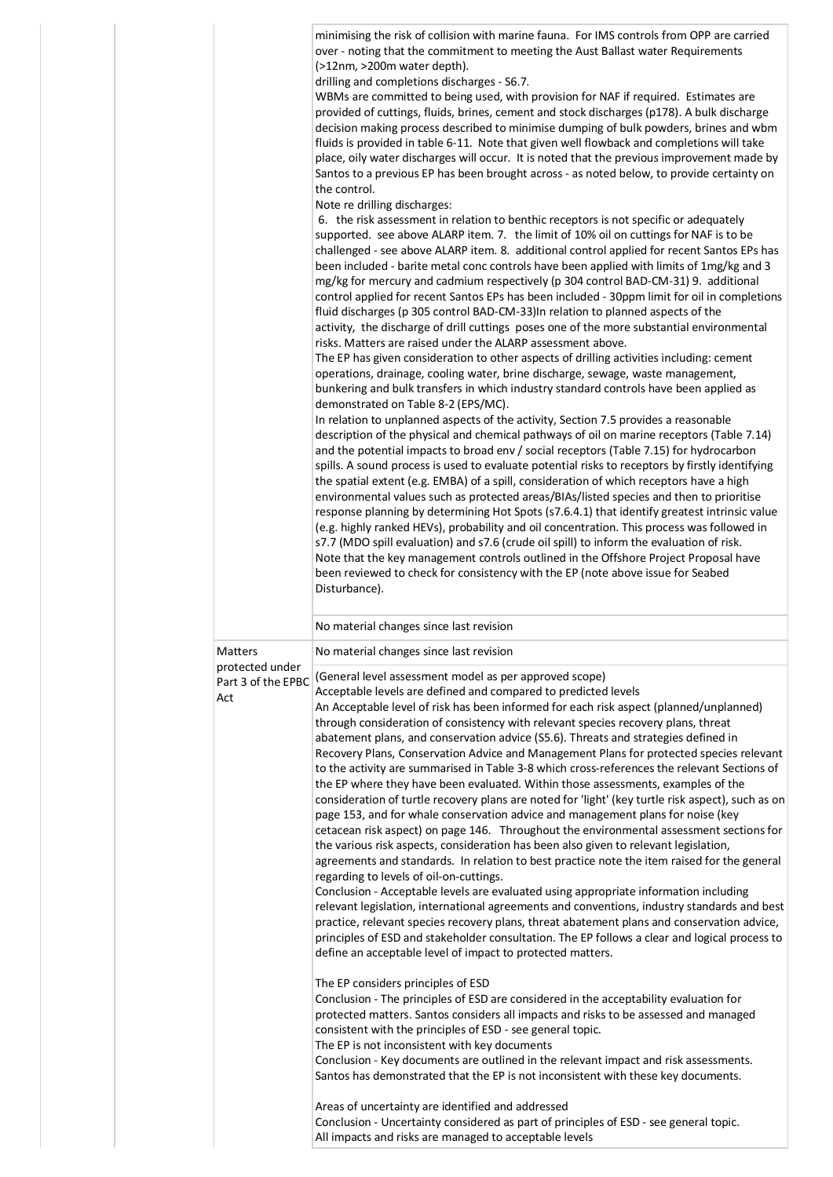| | | | |
|---|---|---|---|
| | | | minimising the risk of collision with marine fauna. For IMS controls from OPP are carried over - noting that the commitment to meeting the Aust Ballast water Requirements (>12nm, >200m water depth).<br>drilling and completions discharges - S6.7.<br>WBMs are committed to being used, with provision for NAF if required. Estimates are provided of cuttings, fluids, brines, cement and stock discharges (p178). A bulk discharge decision making process described to minimise dumping of bulk powders, brines and wbm fluids is provided in table 6-11. Note that given well flowback and completions will take place, oily water discharges will occur. It is noted that the previous improvement made by Santos to a previous EP has been brought across - as noted below, to provide certainty on the control.<br>Note re drilling discharges:<br>6. the risk assessment in relation to benthic receptors is not specific or adequately supported. see above ALARP item. 7. the limit of 10% oil on cuttings for NAF is to be challenged - see above ALARP item. 8. additional control applied for recent Santos EPs has been included - barite metal conc controls have been applied with limits of 1mg/kg and 3 mg/kg for mercury and cadmium respectively (p 304 control BAD-CM-31) 9. additional control applied for recent Santos EPs has been included - 30ppm limit for oil in completions fluid discharges (p 305 control BAD-CM-33)In relation to planned aspects of the activity, the discharge of drill cuttings poses one of the more substantial environmental risks. Matters are raised under the ALARP assessment above.<br>The EP has given consideration to other aspects of drilling activities including: cement operations, drainage, cooling water, brine discharge, sewage, waste management, bunkering and bulk transfers in which industry standard controls have been applied as demonstrated on Table 8-2 (EPS/MC).<br>In relation to unplanned aspects of the activity, Section 7.5 provides a reasonable description of the physical and chemical pathways of oil on marine receptors (Table 7.14) and the potential impacts to broad env / social receptors (Table 7.15) for hydrocarbon spills. A sound process is used to evaluate potential risks to receptors by firstly identifying the spatial extent (e.g. EMBA) of a spill, consideration of which receptors have a high environmental values such as protected areas/BIAs/listed species and then to prioritise response planning by determining Hot Spots (s7.6.4.1) that identify greatest intrinsic value (e.g. highly ranked HEVs), probability and oil concentration. This process was followed in s7.7 (MDO spill evaluation) and s7.6 (crude oil spill) to inform the evaluation of risk.<br>Note that the key management controls outlined in the Offshore Project Proposal have been reviewed to check for consistency with the EP (note above issue for Seabed Disturbance). |
| | | | No material changes since last revision |
| | | Matters protected under Part 3 of the EPBC Act | No material changes since last revision |
| | | | (General level assessment model as per approved scope)<br>Acceptable levels are defined and compared to predicted levels<br>An Acceptable level of risk has been informed for each risk aspect (planned/unplanned) through consideration of consistency with relevant species recovery plans, threat abatement plans, and conservation advice (S5.6). Threats and strategies defined in Recovery Plans, Conservation Advice and Management Plans for protected species relevant to the activity are summarised in Table 3-8 which cross-references the relevant Sections of the EP where they have been evaluated. Within those assessments, examples of the consideration of turtle recovery plans are noted for 'light' (key turtle risk aspect), such as on page 153, and for whale conservation advice and management plans for noise (key cetacean risk aspect) on page 146. Throughout the environmental assessment sections for the various risk aspects, consideration has been also given to relevant legislation, agreements and standards. In relation to best practice note the item raised for the general regarding to levels of oil-on-cuttings.<br>Conclusion - Acceptable levels are evaluated using appropriate information including relevant legislation, international agreements and conventions, industry standards and best practice, relevant species recovery plans, threat abatement plans and conservation advice, principles of ESD and stakeholder consultation. The EP follows a clear and logical process to define an acceptable level of impact to protected matters.<br><br>The EP considers principles of ESD<br>Conclusion - The principles of ESD are considered in the acceptability evaluation for protected matters. Santos considers all impacts and risks to be assessed and managed consistent with the principles of ESD - see general topic.<br>The EP is not inconsistent with key documents<br>Conclusion - Key documents are outlined in the relevant impact and risk assessments. Santos has demonstrated that the EP is not inconsistent with these key documents.<br><br>Areas of uncertainty are identified and addressed<br>Conclusion - Uncertainty considered as part of principles of ESD - see general topic.<br>All impacts and risks are managed to acceptable levels |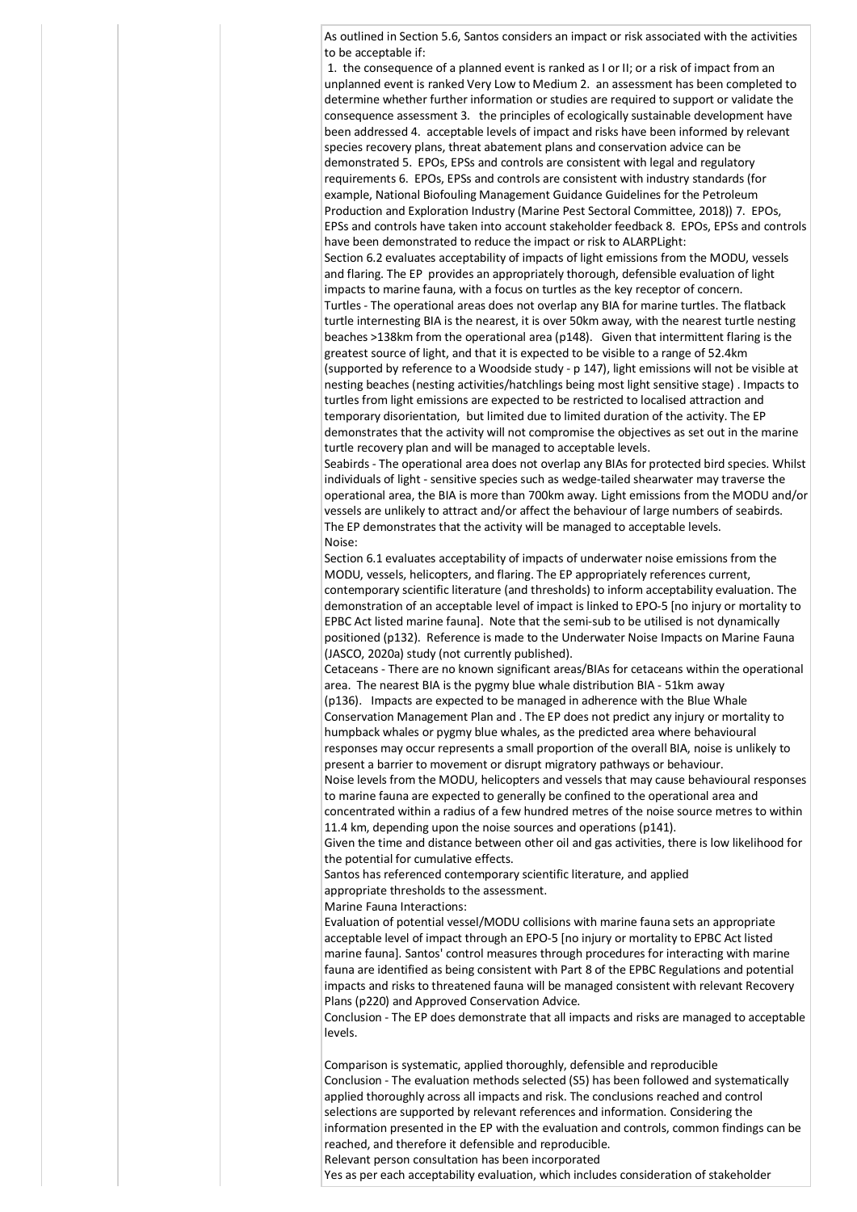As outlined in Section 5.6, Santos considers an impact or risk associated with the activities to be acceptable if:
 1. the consequence of a planned event is ranked as I or II; or a risk of impact from an unplanned event is ranked Very Low to Medium 2. an assessment has been completed to determine whether further information or studies are required to support or validate the consequence assessment 3. the principles of ecologically sustainable development have been addressed 4. acceptable levels of impact and risks have been informed by relevant species recovery plans, threat abatement plans and conservation advice can be demonstrated 5. EPOs, EPSs and controls are consistent with legal and regulatory requirements 6. EPOs, EPSs and controls are consistent with industry standards (for example, National Biofouling Management Guidance Guidelines for the Petroleum Production and Exploration Industry (Marine Pest Sectoral Committee, 2018)) 7. EPOs, EPSs and controls have taken into account stakeholder feedback 8. EPOs, EPSs and controls have been demonstrated to reduce the impact or risk to ALARPLight:

Section 6.2 evaluates acceptability of impacts of light emissions from the MODU, vessels and flaring. The EP provides an appropriately thorough, defensible evaluation of light impacts to marine fauna, with a focus on turtles as the key receptor of concern.

Turtles - The operational areas does not overlap any BIA for marine turtles. The flatback turtle internesting BIA is the nearest, it is over 50km away, with the nearest turtle nesting beaches >138km from the operational area (p148). Given that intermittent flaring is the greatest source of light, and that it is expected to be visible to a range of 52.4km (supported by reference to a Woodside study - p 147), light emissions will not be visible at nesting beaches (nesting activities/hatchlings being most light sensitive stage) . Impacts to turtles from light emissions are expected to be restricted to localised attraction and temporary disorientation, but limited due to limited duration of the activity. The EP demonstrates that the activity will not compromise the objectives as set out in the marine turtle recovery plan and will be managed to acceptable levels.

Seabirds - The operational area does not overlap any BIAs for protected bird species. Whilst individuals of light - sensitive species such as wedge-tailed shearwater may traverse the operational area, the BIA is more than 700km away. Light emissions from the MODU and/or vessels are unlikely to attract and/or affect the behaviour of large numbers of seabirds. The EP demonstrates that the activity will be managed to acceptable levels.

Noise:

Section 6.1 evaluates acceptability of impacts of underwater noise emissions from the MODU, vessels, helicopters, and flaring. The EP appropriately references current, contemporary scientific literature (and thresholds) to inform acceptability evaluation. The demonstration of an acceptable level of impact is linked to EPO-5 [no injury or mortality to EPBC Act listed marine fauna]. Note that the semi-sub to be utilised is not dynamically positioned (p132). Reference is made to the Underwater Noise Impacts on Marine Fauna (JASCO, 2020a) study (not currently published).

Cetaceans - There are no known significant areas/BIAs for cetaceans within the operational area. The nearest BIA is the pygmy blue whale distribution BIA - 51km away (p136). Impacts are expected to be managed in adherence with the Blue Whale Conservation Management Plan and . The EP does not predict any injury or mortality to humpback whales or pygmy blue whales, as the predicted area where behavioural responses may occur represents a small proportion of the overall BIA, noise is unlikely to present a barrier to movement or disrupt migratory pathways or behaviour.

Noise levels from the MODU, helicopters and vessels that may cause behavioural responses to marine fauna are expected to generally be confined to the operational area and concentrated within a radius of a few hundred metres of the noise source metres to within 11.4 km, depending upon the noise sources and operations (p141).

Given the time and distance between other oil and gas activities, there is low likelihood for the potential for cumulative effects.

Santos has referenced contemporary scientific literature, and applied appropriate thresholds to the assessment.

Marine Fauna Interactions:

Evaluation of potential vessel/MODU collisions with marine fauna sets an appropriate acceptable level of impact through an EPO-5 [no injury or mortality to EPBC Act listed marine fauna]. Santos' control measures through procedures for interacting with marine fauna are identified as being consistent with Part 8 of the EPBC Regulations and potential impacts and risks to threatened fauna will be managed consistent with relevant Recovery Plans (p220) and Approved Conservation Advice.

Conclusion - The EP does demonstrate that all impacts and risks are managed to acceptable levels.

Comparison is systematic, applied thoroughly, defensible and reproducible

Conclusion - The evaluation methods selected (S5) has been followed and systematically applied thoroughly across all impacts and risk. The conclusions reached and control selections are supported by relevant references and information. Considering the information presented in the EP with the evaluation and controls, common findings can be reached, and therefore it defensible and reproducible.

Relevant person consultation has been incorporated

Yes as per each acceptability evaluation, which includes consideration of stakeholder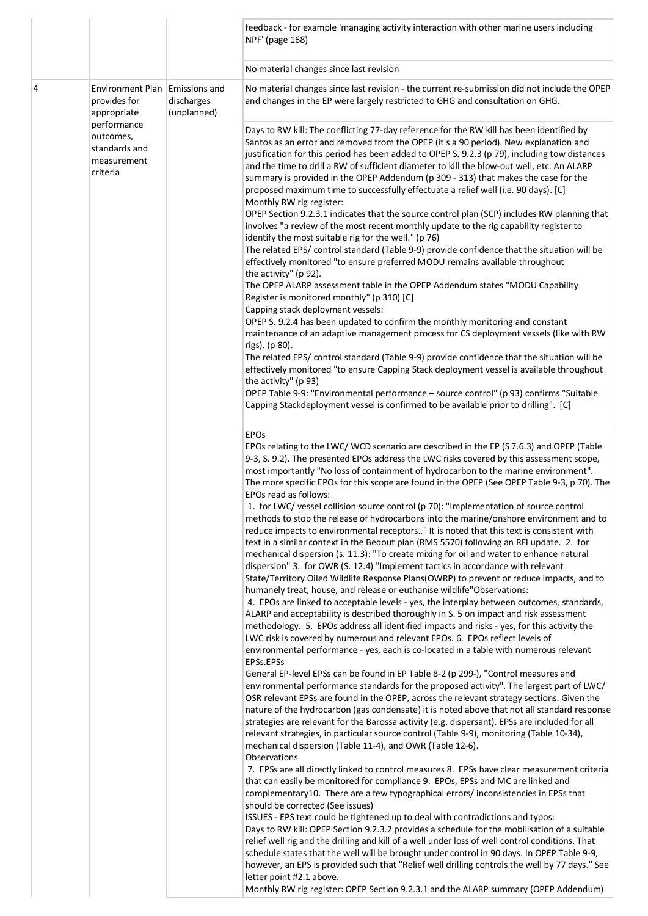| | | | |
|---|---|---|---|
| | | | feedback - for example 'managing activity interaction with other marine users including NPF' (page 168) |
| | | | No material changes since last revision |
| 4 | Environment Plan provides for appropriate performance outcomes, standards and measurement criteria | Emissions and discharges (unplanned) | No material changes since last revision - the current re-submission did not include the OPEP and changes in the EP were largely restricted to GHG and consultation on GHG. |
| | | | Days to RW kill: The conflicting 77-day reference for the RW kill has been identified by Santos as an error and removed from the OPEP (it's a 90 period). New explanation and justification for this period has been added to OPEP S. 9.2.3 (p 79), including tow distances and the time to drill a RW of sufficient diameter to kill the blow-out well, etc. An ALARP summary is provided in the OPEP Addendum (p 309 - 313) that makes the case for the proposed maximum time to successfully effectuate a relief well (i.e. 90 days). [C]<br>Monthly RW rig register:<br>OPEP Section 9.2.3.1 indicates that the source control plan (SCP) includes RW planning that involves "a review of the most recent monthly update to the rig capability register to identify the most suitable rig for the well." (p 76)<br>The related EPS/ control standard (Table 9-9) provide confidence that the situation will be effectively monitored "to ensure preferred MODU remains available throughout the activity" (p 92).<br>The OPEP ALARP assessment table in the OPEP Addendum states "MODU Capability Register is monitored monthly" (p 310) [C]<br>Capping stack deployment vessels:<br>OPEP S. 9.2.4 has been updated to confirm the monthly monitoring and constant maintenance of an adaptive management process for CS deployment vessels (like with RW rigs). (p 80).<br>The related EPS/ control standard (Table 9-9) provide confidence that the situation will be effectively monitored "to ensure Capping Stack deployment vessel is available throughout the activity" (p 93)<br>OPEP Table 9-9: "Environmental performance – source control" (p 93) confirms "Suitable Capping Stackdeployment vessel is confirmed to be available prior to drilling". [C] |
| | | | EPOs<br>EPOs relating to the LWC/ WCD scenario are described in the EP (S 7.6.3) and OPEP (Table 9-3, S. 9.2). The presented EPOs address the LWC risks covered by this assessment scope, most importantly "No loss of containment of hydrocarbon to the marine environment". The more specific EPOs for this scope are found in the OPEP (See OPEP Table 9-3, p 70). The EPOs read as follows:<br>1. for LWC/ vessel collision source control (p 70): "Implementation of source control methods to stop the release of hydrocarbons into the marine/onshore environment and to reduce impacts to environmental receptors.." It is noted that this text is consistent with text in a similar context in the Bedout plan (RMS 5570) following an RFI update. 2. for mechanical dispersion (s. 11.3): "To create mixing for oil and water to enhance natural dispersion" 3. for OWR (S. 12.4) "Implement tactics in accordance with relevant State/Territory Oiled Wildlife Response Plans(OWRP) to prevent or reduce impacts, and to humanely treat, house, and release or euthanise wildlife"Observations:<br>4. EPOs are linked to acceptable levels - yes, the interplay between outcomes, standards, ALARP and acceptability is described thoroughly in S. 5 on impact and risk assessment methodology. 5. EPOs address all identified impacts and risks - yes, for this activity the LWC risk is covered by numerous and relevant EPOs. 6. EPOs reflect levels of environmental performance - yes, each is co-located in a table with numerous relevant EPSs.EPSs<br>General EP-level EPSs can be found in EP Table 8-2 (p 299-), "Control measures and environmental performance standards for the proposed activity". The largest part of LWC/ OSR relevant EPSs are found in the OPEP, across the relevant strategy sections. Given the nature of the hydrocarbon (gas condensate) it is noted above that not all standard response strategies are relevant for the Barossa activity (e.g. dispersant). EPSs are included for all relevant strategies, in particular source control (Table 9-9), monitoring (Table 10-34), mechanical dispersion (Table 11-4), and OWR (Table 12-6).<br>Observations<br>7. EPSs are all directly linked to control measures 8. EPSs have clear measurement criteria that can easily be monitored for compliance 9. EPOs, EPSs and MC are linked and complementary10. There are a few typographical errors/ inconsistencies in EPSs that should be corrected (See issues)<br>ISSUES - EPS text could be tightened up to deal with contradictions and typos:<br>Days to RW kill: OPEP Section 9.2.3.2 provides a schedule for the mobilisation of a suitable relief well rig and the drilling and kill of a well under loss of well control conditions. That schedule states that the well will be brought under control in 90 days. In OPEP Table 9-9, however, an EPS is provided such that "Relief well drilling controls the well by 77 days." See letter point #2.1 above.<br>Monthly RW rig register: OPEP Section 9.2.3.1 and the ALARP summary (OPEP Addendum) |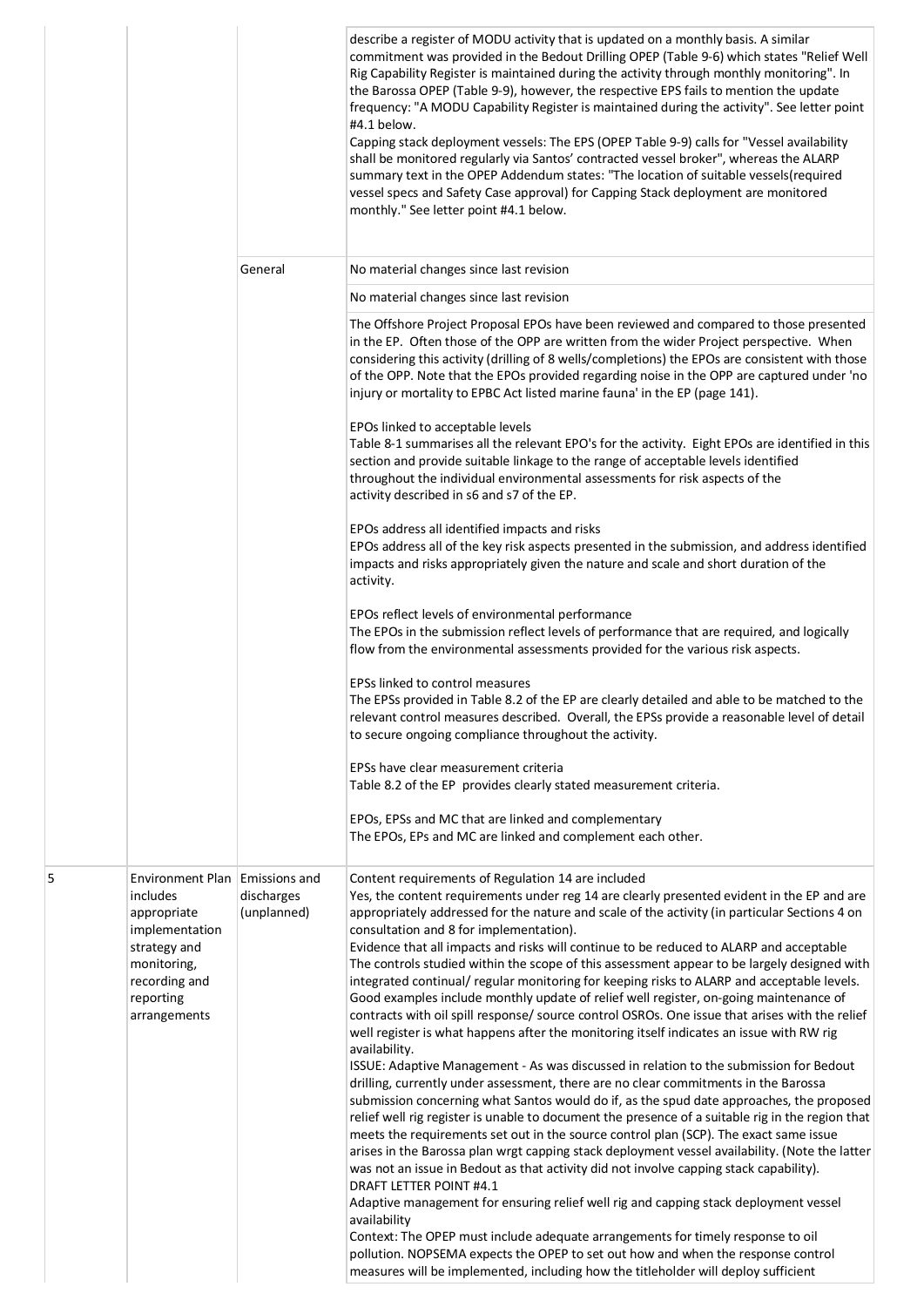| | | | |
|---|---|---|---|
| | | | describe a register of MODU activity that is updated on a monthly basis. A similar commitment was provided in the Bedout Drilling OPEP (Table 9-6) which states "Relief Well Rig Capability Register is maintained during the activity through monthly monitoring". In the Barossa OPEP (Table 9-9), however, the respective EPS fails to mention the update frequency: "A MODU Capability Register is maintained during the activity". See letter point #4.1 below.<br>Capping stack deployment vessels: The EPS (OPEP Table 9-9) calls for "Vessel availability shall be monitored regularly via Santos' contracted vessel broker", whereas the ALARP summary text in the OPEP Addendum states: "The location of suitable vessels(required vessel specs and Safety Case approval) for Capping Stack deployment are monitored monthly." See letter point #4.1 below. |
| | | General | No material changes since last revision |
| | | | No material changes since last revision |
| | | | The Offshore Project Proposal EPOs have been reviewed and compared to those presented in the EP. Often those of the OPP are written from the wider Project perspective. When considering this activity (drilling of 8 wells/completions) the EPOs are consistent with those of the OPP. Note that the EPOs provided regarding noise in the OPP are captured under 'no injury or mortality to EPBC Act listed marine fauna' in the EP (page 141).<br><br>EPOs linked to acceptable levels<br>Table 8-1 summarises all the relevant EPO's for the activity. Eight EPOs are identified in this section and provide suitable linkage to the range of acceptable levels identified throughout the individual environmental assessments for risk aspects of the activity described in s6 and s7 of the EP.<br><br>EPOs address all identified impacts and risks<br>EPOs address all of the key risk aspects presented in the submission, and address identified impacts and risks appropriately given the nature and scale and short duration of the activity.<br><br>EPOs reflect levels of environmental performance<br>The EPOs in the submission reflect levels of performance that are required, and logically flow from the environmental assessments provided for the various risk aspects.<br><br>EPSs linked to control measures<br>The EPSs provided in Table 8.2 of the EP are clearly detailed and able to be matched to the relevant control measures described. Overall, the EPSs provide a reasonable level of detail to secure ongoing compliance throughout the activity.<br><br>EPSs have clear measurement criteria<br>Table 8.2 of the EP provides clearly stated measurement criteria.<br><br>EPOs, EPSs and MC that are linked and complementary<br>The EPOs, EPs and MC are linked and complement each other. |
| 5 | Environment Plan includes appropriate implementation strategy and monitoring, recording and reporting arrangements | Emissions and discharges (unplanned) | Content requirements of Regulation 14 are included<br>Yes, the content requirements under reg 14 are clearly presented evident in the EP and are appropriately addressed for the nature and scale of the activity (in particular Sections 4 on consultation and 8 for implementation).<br>Evidence that all impacts and risks will continue to be reduced to ALARP and acceptable<br>The controls studied within the scope of this assessment appear to be largely designed with integrated continual/ regular monitoring for keeping risks to ALARP and acceptable levels. Good examples include monthly update of relief well register, on-going maintenance of contracts with oil spill response/ source control OSROs. One issue that arises with the relief well register is what happens after the monitoring itself indicates an issue with RW rig availability.<br>ISSUE: Adaptive Management - As was discussed in relation to the submission for Bedout drilling, currently under assessment, there are no clear commitments in the Barossa submission concerning what Santos would do if, as the spud date approaches, the proposed relief well rig register is unable to document the presence of a suitable rig in the region that meets the requirements set out in the source control plan (SCP). The exact same issue arises in the Barossa plan wrgt capping stack deployment vessel availability. (Note the latter was not an issue in Bedout as that activity did not involve capping stack capability).<br>DRAFT LETTER POINT #4.1<br>Adaptive management for ensuring relief well rig and capping stack deployment vessel availability<br>Context: The OPEP must include adequate arrangements for timely response to oil pollution. NOPSEMA expects the OPEP to set out how and when the response control measures will be implemented, including how the titleholder will deploy sufficient |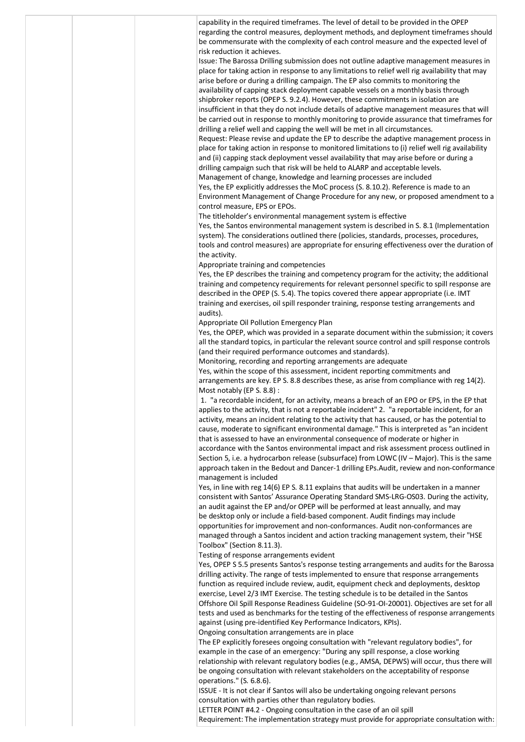| | | | |
|---|---|---|---|
| | | | capability in the required timeframes. The level of detail to be provided in the OPEP regarding the control measures, deployment methods, and deployment timeframes should be commensurate with the complexity of each control measure and the expected level of risk reduction it achieves.<br>Issue: The Barossa Drilling submission does not outline adaptive management measures in place for taking action in response to any limitations to relief well rig availability that may arise before or during a drilling campaign. The EP also commits to monitoring the availability of capping stack deployment capable vessels on a monthly basis through shipbroker reports (OPEP S. 9.2.4). However, these commitments in isolation are insufficient in that they do not include details of adaptive management measures that will be carried out in response to monthly monitoring to provide assurance that timeframes for drilling a relief well and capping the well will be met in all circumstances.<br>Request: Please revise and update the EP to describe the adaptive management process in place for taking action in response to monitored limitations to (i) relief well rig availability and (ii) capping stack deployment vessel availability that may arise before or during a drilling campaign such that risk will be held to ALARP and acceptable levels.<br>Management of change, knowledge and learning processes are included<br>Yes, the EP explicitly addresses the MoC process (S. 8.10.2). Reference is made to an Environment Management of Change Procedure for any new, or proposed amendment to a control measure, EPS or EPOs.<br>The titleholder's environmental management system is effective<br>Yes, the Santos environmental management system is described in S. 8.1 (Implementation system). The considerations outlined there (policies, standards, processes, procedures, tools and control measures) are appropriate for ensuring effectiveness over the duration of the activity.<br>Appropriate training and competencies<br>Yes, the EP describes the training and competency program for the activity; the additional training and competency requirements for relevant personnel specific to spill response are described in the OPEP (S. 5.4). The topics covered there appear appropriate (i.e. IMT training and exercises, oil spill responder training, response testing arrangements and audits).<br>Appropriate Oil Pollution Emergency Plan<br>Yes, the OPEP, which was provided in a separate document within the submission; it covers all the standard topics, in particular the relevant source control and spill response controls (and their required performance outcomes and standards).<br>Monitoring, recording and reporting arrangements are adequate<br>Yes, within the scope of this assessment, incident reporting commitments and arrangements are key. EP S. 8.8 describes these, as arise from compliance with reg 14(2). Most notably (EP S. 8.8) :<br>1. "a recordable incident, for an activity, means a breach of an EPO or EPS, in the EP that applies to the activity, that is not a reportable incident" 2. "a reportable incident, for an activity, means an incident relating to the activity that has caused, or has the potential to cause, moderate to significant environmental damage." This is interpreted as "an incident that is assessed to have an environmental consequence of moderate or higher in accordance with the Santos environmental impact and risk assessment process outlined in Section 5, i.e. a hydrocarbon release (subsurface) from LOWC (IV – Major). This is the same approach taken in the Bedout and Dancer-1 drilling EPs.Audit, review and non-conformance management is included<br>Yes, in line with reg 14(6) EP S. 8.11 explains that audits will be undertaken in a manner consistent with Santos' Assurance Operating Standard SMS-LRG-OS03. During the activity, an audit against the EP and/or OPEP will be performed at least annually, and may be desktop only or include a field-based component. Audit findings may include opportunities for improvement and non-conformances. Audit non-conformances are managed through a Santos incident and action tracking management system, their "HSE Toolbox" (Section 8.11.3).<br>Testing of response arrangements evident<br>Yes, OPEP S 5.5 presents Santos's response testing arrangements and audits for the Barossa drilling activity. The range of tests implemented to ensure that response arrangements function as required include review, audit, equipment check and deployments, desktop exercise, Level 2/3 IMT Exercise. The testing schedule is to be detailed in the Santos Offshore Oil Spill Response Readiness Guideline (SO-91-OI-20001). Objectives are set for all tests and used as benchmarks for the testing of the effectiveness of response arrangements against (using pre-identified Key Performance Indicators, KPIs).<br>Ongoing consultation arrangements are in place<br>The EP explicitly foresees ongoing consultation with "relevant regulatory bodies", for example in the case of an emergency: "During any spill response, a close working relationship with relevant regulatory bodies (e.g., AMSA, DEPWS) will occur, thus there will be ongoing consultation with relevant stakeholders on the acceptability of response operations." (S. 6.8.6).<br>ISSUE - It is not clear if Santos will also be undertaking ongoing relevant persons consultation with parties other than regulatory bodies.<br>LETTER POINT #4.2 - Ongoing consultation in the case of an oil spill<br>Requirement: The implementation strategy must provide for appropriate consultation with: |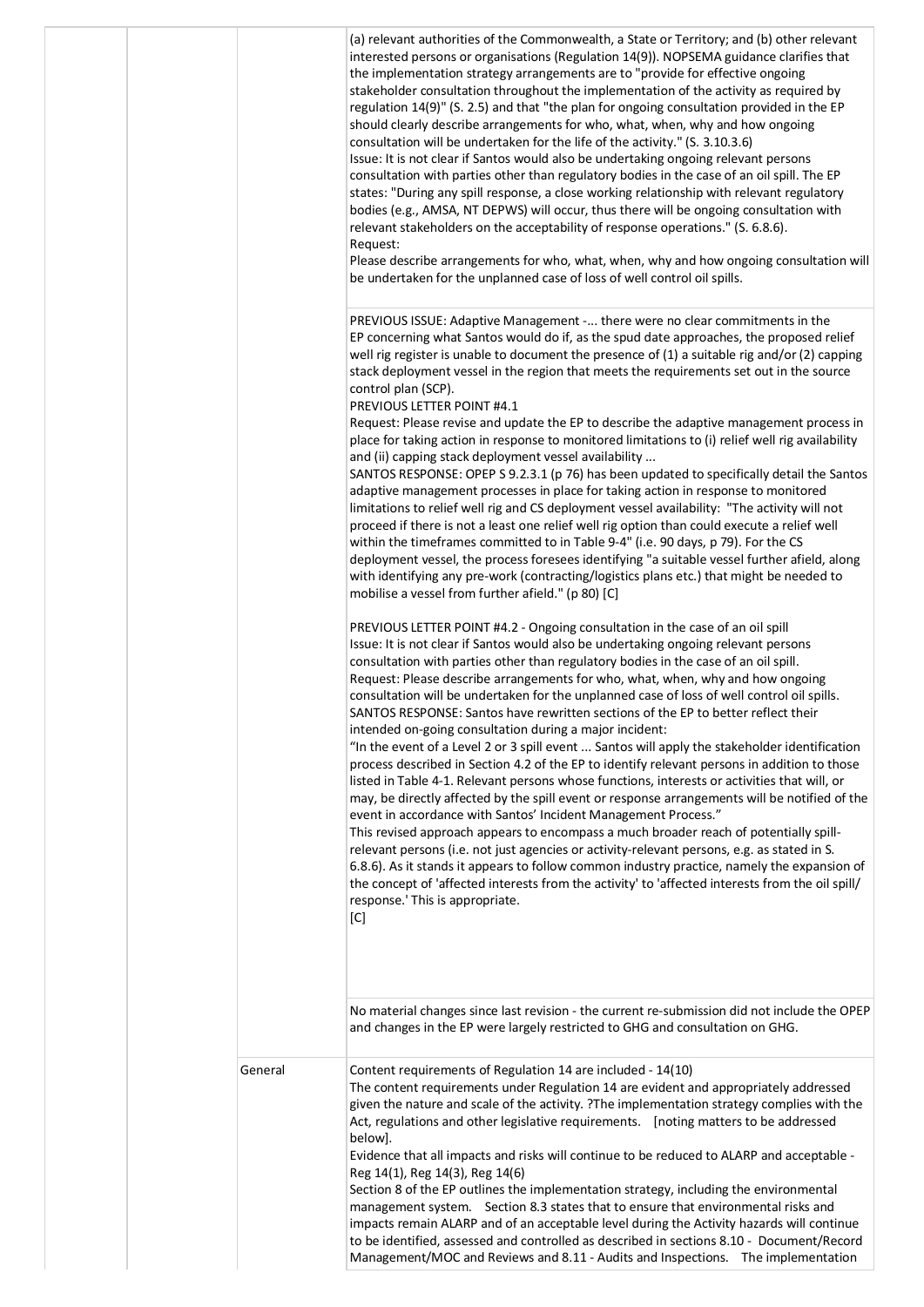| | | | |
|---|---|---|---|
| | | | (a) relevant authorities of the Commonwealth, a State or Territory; and (b) other relevant interested persons or organisations (Regulation 14(9)). NOPSEMA guidance clarifies that the implementation strategy arrangements are to "provide for effective ongoing stakeholder consultation throughout the implementation of the activity as required by regulation 14(9)" (S. 2.5) and that "the plan for ongoing consultation provided in the EP should clearly describe arrangements for who, what, when, why and how ongoing consultation will be undertaken for the life of the activity." (S. 3.10.3.6)<br>Issue: It is not clear if Santos would also be undertaking ongoing relevant persons consultation with parties other than regulatory bodies in the case of an oil spill. The EP states: "During any spill response, a close working relationship with relevant regulatory bodies (e.g., AMSA, NT DEPWS) will occur, thus there will be ongoing consultation with relevant stakeholders on the acceptability of response operations." (S. 6.8.6).<br>Request:<br>Please describe arrangements for who, what, when, why and how ongoing consultation will be undertaken for the unplanned case of loss of well control oil spills. |
| | | | PREVIOUS ISSUE: Adaptive Management -... there were no clear commitments in the EP concerning what Santos would do if, as the spud date approaches, the proposed relief well rig register is unable to document the presence of (1) a suitable rig and/or (2) capping stack deployment vessel in the region that meets the requirements set out in the source control plan (SCP).<br>PREVIOUS LETTER POINT #4.1<br>Request: Please revise and update the EP to describe the adaptive management process in place for taking action in response to monitored limitations to (i) relief well rig availability and (ii) capping stack deployment vessel availability ...<br>SANTOS RESPONSE: OPEP S 9.2.3.1 (p 76) has been updated to specifically detail the Santos adaptive management processes in place for taking action in response to monitored limitations to relief well rig and CS deployment vessel availability: "The activity will not proceed if there is not a least one relief well rig option than could execute a relief well within the timeframes committed to in Table 9-4" (i.e. 90 days, p 79). For the CS deployment vessel, the process foresees identifying "a suitable vessel further afield, along with identifying any pre-work (contracting/logistics plans etc.) that might be needed to mobilise a vessel from further afield." (p 80) [C]<br><br>PREVIOUS LETTER POINT #4.2 - Ongoing consultation in the case of an oil spill<br>Issue: It is not clear if Santos would also be undertaking ongoing relevant persons consultation with parties other than regulatory bodies in the case of an oil spill.<br>Request: Please describe arrangements for who, what, when, why and how ongoing consultation will be undertaken for the unplanned case of loss of well control oil spills.<br>SANTOS RESPONSE: Santos have rewritten sections of the EP to better reflect their intended on-going consultation during a major incident:<br>"In the event of a Level 2 or 3 spill event ... Santos will apply the stakeholder identification process described in Section 4.2 of the EP to identify relevant persons in addition to those listed in Table 4-1. Relevant persons whose functions, interests or activities that will, or may, be directly affected by the spill event or response arrangements will be notified of the event in accordance with Santos' Incident Management Process."<br>This revised approach appears to encompass a much broader reach of potentially spill-relevant persons (i.e. not just agencies or activity-relevant persons, e.g. as stated in S. 6.8.6). As it stands it appears to follow common industry practice, namely the expansion of the concept of 'affected interests from the activity' to 'affected interests from the oil spill/ response.' This is appropriate.<br>[C] |
| | | | No material changes since last revision - the current re-submission did not include the OPEP and changes in the EP were largely restricted to GHG and consultation on GHG. |
| | | General | Content requirements of Regulation 14 are included - 14(10)<br>The content requirements under Regulation 14 are evident and appropriately addressed given the nature and scale of the activity. ?The implementation strategy complies with the Act, regulations and other legislative requirements. [noting matters to be addressed below].<br>Evidence that all impacts and risks will continue to be reduced to ALARP and acceptable - Reg 14(1), Reg 14(3), Reg 14(6)<br>Section 8 of the EP outlines the implementation strategy, including the environmental management system. Section 8.3 states that to ensure that environmental risks and impacts remain ALARP and of an acceptable level during the Activity hazards will continue to be identified, assessed and controlled as described in sections 8.10 - Document/Record Management/MOC and Reviews and 8.11 - Audits and Inspections. The implementation |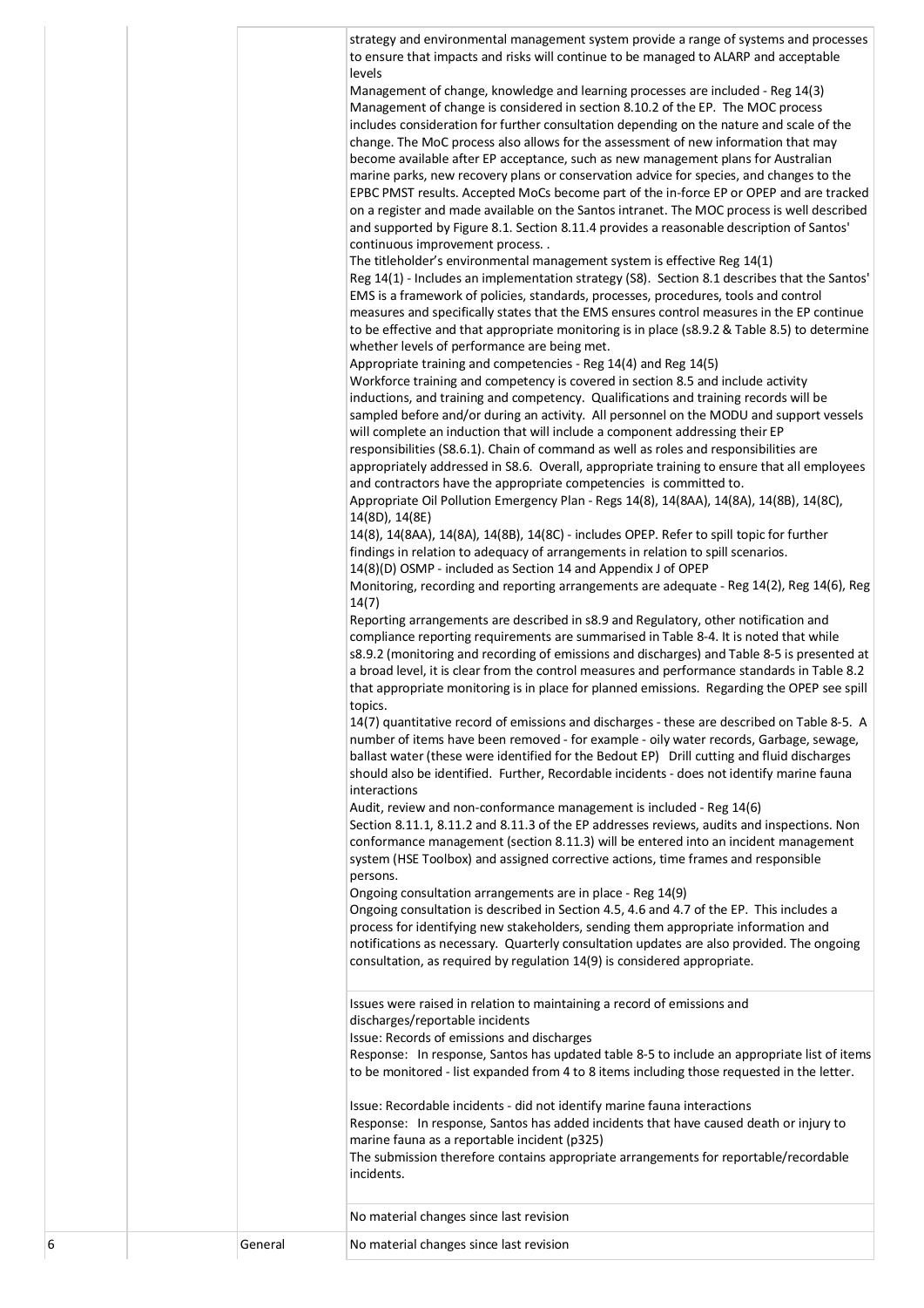| | | | |
|---|---|---|---|
| | | | strategy and environmental management system provide a range of systems and processes to ensure that impacts and risks will continue to be managed to ALARP and acceptable levels<br>Management of change, knowledge and learning processes are included - Reg 14(3)<br>Management of change is considered in section 8.10.2 of the EP. The MOC process includes consideration for further consultation depending on the nature and scale of the change. The MoC process also allows for the assessment of new information that may become available after EP acceptance, such as new management plans for Australian marine parks, new recovery plans or conservation advice for species, and changes to the EPBC PMST results. Accepted MoCs become part of the in-force EP or OPEP and are tracked on a register and made available on the Santos intranet. The MOC process is well described and supported by Figure 8.1. Section 8.11.4 provides a reasonable description of Santos' continuous improvement process. .<br>The titleholder's environmental management system is effective Reg 14(1)<br>Reg 14(1) - Includes an implementation strategy (S8). Section 8.1 describes that the Santos' EMS is a framework of policies, standards, processes, procedures, tools and control measures and specifically states that the EMS ensures control measures in the EP continue to be effective and that appropriate monitoring is in place (s8.9.2 & Table 8.5) to determine whether levels of performance are being met.<br>Appropriate training and competencies - Reg 14(4) and Reg 14(5)<br>Workforce training and competency is covered in section 8.5 and include activity inductions, and training and competency. Qualifications and training records will be sampled before and/or during an activity. All personnel on the MODU and support vessels will complete an induction that will include a component addressing their EP responsibilities (S8.6.1). Chain of command as well as roles and responsibilities are appropriately addressed in S8.6. Overall, appropriate training to ensure that all employees and contractors have the appropriate competencies is committed to.<br>Appropriate Oil Pollution Emergency Plan - Regs 14(8), 14(8AA), 14(8A), 14(8B), 14(8C), 14(8D), 14(8E)<br>14(8), 14(8AA), 14(8A), 14(8B), 14(8C) - includes OPEP. Refer to spill topic for further findings in relation to adequacy of arrangements in relation to spill scenarios.<br>14(8)(D) OSMP - included as Section 14 and Appendix J of OPEP<br>Monitoring, recording and reporting arrangements are adequate - Reg 14(2), Reg 14(6), Reg 14(7)<br>Reporting arrangements are described in s8.9 and Regulatory, other notification and compliance reporting requirements are summarised in Table 8-4. It is noted that while s8.9.2 (monitoring and recording of emissions and discharges) and Table 8-5 is presented at a broad level, it is clear from the control measures and performance standards in Table 8.2 that appropriate monitoring is in place for planned emissions. Regarding the OPEP see spill topics.<br>14(7) quantitative record of emissions and discharges - these are described on Table 8-5. A number of items have been removed - for example - oily water records, Garbage, sewage, ballast water (these were identified for the Bedout EP) Drill cutting and fluid discharges should also be identified. Further, Recordable incidents - does not identify marine fauna interactions<br>Audit, review and non-conformance management is included - Reg 14(6)<br>Section 8.11.1, 8.11.2 and 8.11.3 of the EP addresses reviews, audits and inspections. Non conformance management (section 8.11.3) will be entered into an incident management system (HSE Toolbox) and assigned corrective actions, time frames and responsible persons.<br>Ongoing consultation arrangements are in place - Reg 14(9)<br>Ongoing consultation is described in Section 4.5, 4.6 and 4.7 of the EP. This includes a process for identifying new stakeholders, sending them appropriate information and notifications as necessary. Quarterly consultation updates are also provided. The ongoing consultation, as required by regulation 14(9) is considered appropriate. |
| | | | Issues were raised in relation to maintaining a record of emissions and discharges/reportable incidents<br>Issue: Records of emissions and discharges<br>Response: In response, Santos has updated table 8-5 to include an appropriate list of items to be monitored - list expanded from 4 to 8 items including those requested in the letter.<br><br>Issue: Recordable incidents - did not identify marine fauna interactions<br>Response: In response, Santos has added incidents that have caused death or injury to marine fauna as a reportable incident (p325)<br>The submission therefore contains appropriate arrangements for reportable/recordable incidents. |
| | | | No material changes since last revision |
| 6 | | General | No material changes since last revision |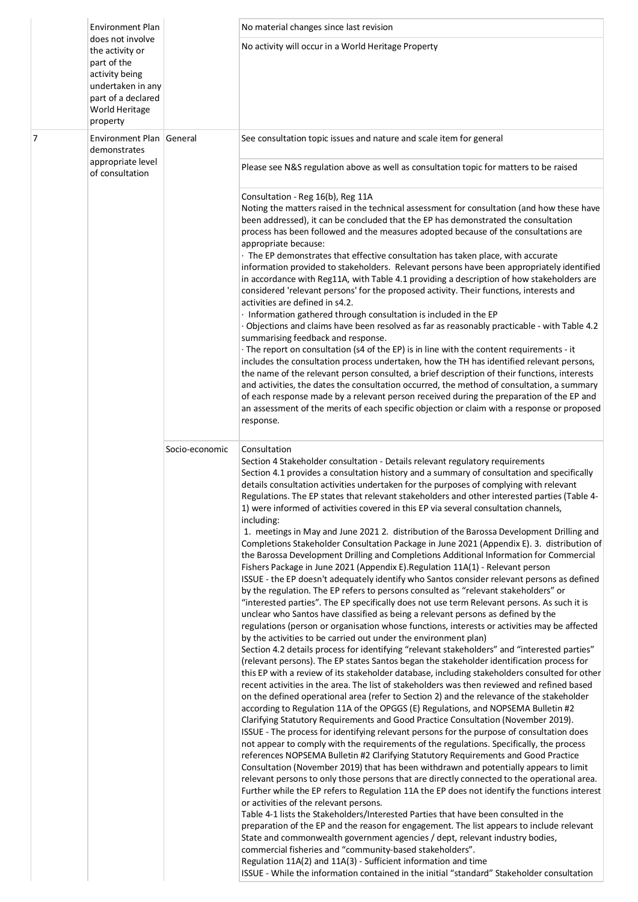| | | | |
|---|---|---|---|
| | Environment Plan does not involve the activity or part of the activity being undertaken in any part of a declared World Heritage property | | No material changes since last revision |
| | | | No activity will occur in a World Heritage Property |
| 7 | Environment Plan demonstrates appropriate level of consultation | General | See consultation topic issues and nature and scale item for general |
| | | | Please see N&S regulation above as well as consultation topic for matters to be raised |
| | | | Consultation - Reg 16(b), Reg 11A<br>Noting the matters raised in the technical assessment for consultation (and how these have been addressed), it can be concluded that the EP has demonstrated the consultation process has been followed and the measures adopted because of the consultations are appropriate because:<br>· The EP demonstrates that effective consultation has taken place, with accurate information provided to stakeholders. Relevant persons have been appropriately identified in accordance with Reg11A, with Table 4.1 providing a description of how stakeholders are considered 'relevant persons' for the proposed activity. Their functions, interests and activities are defined in s4.2.<br>· Information gathered through consultation is included in the EP<br>· Objections and claims have been resolved as far as reasonably practicable - with Table 4.2 summarising feedback and response.<br>· The report on consultation (s4 of the EP) is in line with the content requirements - it includes the consultation process undertaken, how the TH has identified relevant persons, the name of the relevant person consulted, a brief description of their functions, interests and activities, the dates the consultation occurred, the method of consultation, a summary of each response made by a relevant person received during the preparation of the EP and an assessment of the merits of each specific objection or claim with a response or proposed response. |
| | | Socio-economic | Consultation<br>Section 4 Stakeholder consultation - Details relevant regulatory requirements<br>Section 4.1 provides a consultation history and a summary of consultation and specifically details consultation activities undertaken for the purposes of complying with relevant Regulations. The EP states that relevant stakeholders and other interested parties (Table 4-1) were informed of activities covered in this EP via several consultation channels, including:<br>1. meetings in May and June 2021 2. distribution of the Barossa Development Drilling and Completions Stakeholder Consultation Package in June 2021 (Appendix E). 3. distribution of the Barossa Development Drilling and Completions Additional Information for Commercial Fishers Package in June 2021 (Appendix E).Regulation 11A(1) - Relevant person<br>ISSUE - the EP doesn't adequately identify who Santos consider relevant persons as defined by the regulation. The EP refers to persons consulted as "relevant stakeholders" or "interested parties". The EP specifically does not use term Relevant persons. As such it is unclear who Santos have classified as being a relevant persons as defined by the regulations (person or organisation whose functions, interests or activities may be affected by the activities to be carried out under the environment plan)<br>Section 4.2 details process for identifying "relevant stakeholders" and "interested parties" (relevant persons). The EP states Santos began the stakeholder identification process for this EP with a review of its stakeholder database, including stakeholders consulted for other recent activities in the area. The list of stakeholders was then reviewed and refined based on the defined operational area (refer to Section 2) and the relevance of the stakeholder according to Regulation 11A of the OPGGS (E) Regulations, and NOPSEMA Bulletin #2 Clarifying Statutory Requirements and Good Practice Consultation (November 2019).<br>ISSUE - The process for identifying relevant persons for the purpose of consultation does not appear to comply with the requirements of the regulations. Specifically, the process references NOPSEMA Bulletin #2 Clarifying Statutory Requirements and Good Practice Consultation (November 2019) that has been withdrawn and potentially appears to limit relevant persons to only those persons that are directly connected to the operational area. Further while the EP refers to Regulation 11A the EP does not identify the functions interest or activities of the relevant persons.<br>Table 4-1 lists the Stakeholders/Interested Parties that have been consulted in the preparation of the EP and the reason for engagement. The list appears to include relevant State and commonwealth government agencies / dept, relevant industry bodies, commercial fisheries and "community-based stakeholders".<br>Regulation 11A(2) and 11A(3) - Sufficient information and time<br>ISSUE - While the information contained in the initial "standard" Stakeholder consultation |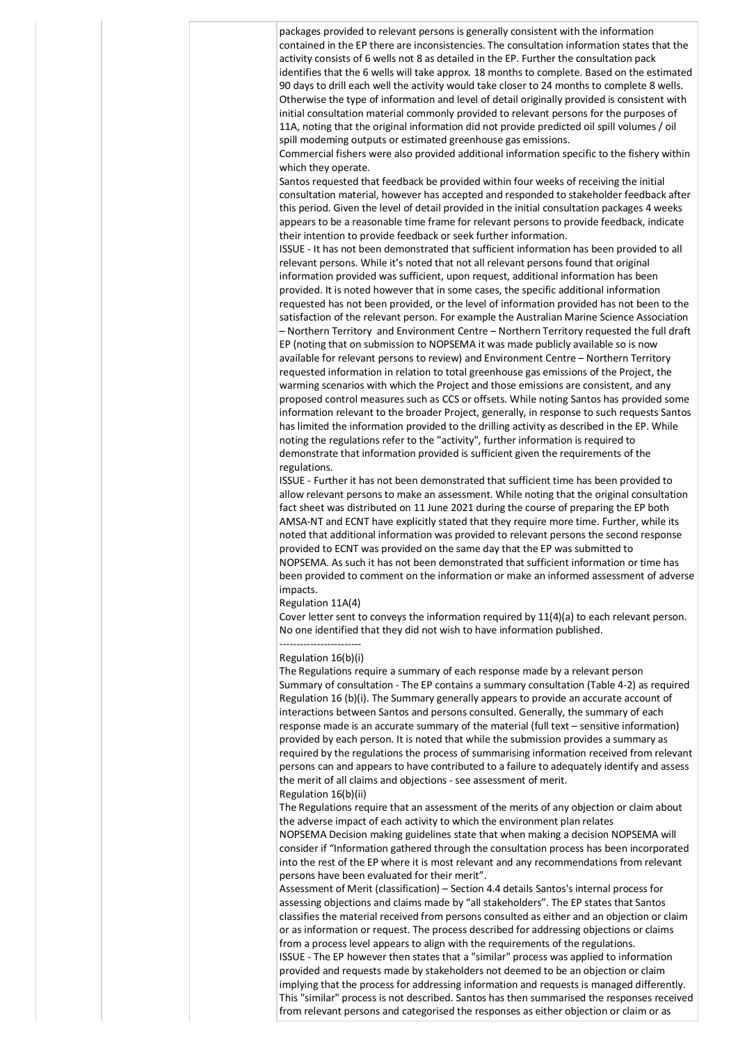packages provided to relevant persons is generally consistent with the information contained in the EP there are inconsistencies. The consultation information states that the activity consists of 6 wells not 8 as detailed in the EP. Further the consultation pack identifies that the 6 wells will take approx. 18 months to complete. Based on the estimated 90 days to drill each well the activity would take closer to 24 months to complete 8 wells. Otherwise the type of information and level of detail originally provided is consistent with initial consultation material commonly provided to relevant persons for the purposes of 11A, noting that the original information did not provide predicted oil spill volumes / oil spill modeming outputs or estimated greenhouse gas emissions.

Commercial fishers were also provided additional information specific to the fishery within which they operate.

Santos requested that feedback be provided within four weeks of receiving the initial consultation material, however has accepted and responded to stakeholder feedback after this period. Given the level of detail provided in the initial consultation packages 4 weeks appears to be a reasonable time frame for relevant persons to provide feedback, indicate their intention to provide feedback or seek further information.

ISSUE - It has not been demonstrated that sufficient information has been provided to all relevant persons. While it's noted that not all relevant persons found that original information provided was sufficient, upon request, additional information has been provided. It is noted however that in some cases, the specific additional information requested has not been provided, or the level of information provided has not been to the satisfaction of the relevant person. For example the Australian Marine Science Association – Northern Territory and Environment Centre – Northern Territory requested the full draft EP (noting that on submission to NOPSEMA it was made publicly available so is now available for relevant persons to review) and Environment Centre – Northern Territory requested information in relation to total greenhouse gas emissions of the Project, the warming scenarios with which the Project and those emissions are consistent, and any proposed control measures such as CCS or offsets. While noting Santos has provided some information relevant to the broader Project, generally, in response to such requests Santos has limited the information provided to the drilling activity as described in the EP. While noting the regulations refer to the "activity", further information is required to demonstrate that information provided is sufficient given the requirements of the regulations.

ISSUE - Further it has not been demonstrated that sufficient time has been provided to allow relevant persons to make an assessment. While noting that the original consultation fact sheet was distributed on 11 June 2021 during the course of preparing the EP both AMSA-NT and ECNT have explicitly stated that they require more time. Further, while its noted that additional information was provided to relevant persons the second response provided to ECNT was provided on the same day that the EP was submitted to NOPSEMA. As such it has not been demonstrated that sufficient information or time has been provided to comment on the information or make an informed assessment of adverse impacts.

Regulation 11A(4)

Cover letter sent to conveys the information required by 11(4)(a) to each relevant person. No one identified that they did not wish to have information published.

------------------------

Regulation 16(b)(i)

The Regulations require a summary of each response made by a relevant person

Summary of consultation - The EP contains a summary consultation (Table 4-2) as required Regulation 16 (b)(i). The Summary generally appears to provide an accurate account of interactions between Santos and persons consulted. Generally, the summary of each response made is an accurate summary of the material (full text – sensitive information) provided by each person. It is noted that while the submission provides a summary as required by the regulations the process of summarising information received from relevant persons can and appears to have contributed to a failure to adequately identify and assess the merit of all claims and objections - see assessment of merit.

Regulation 16(b)(ii)

The Regulations require that an assessment of the merits of any objection or claim about the adverse impact of each activity to which the environment plan relates

NOPSEMA Decision making guidelines state that when making a decision NOPSEMA will consider if "Information gathered through the consultation process has been incorporated into the rest of the EP where it is most relevant and any recommendations from relevant persons have been evaluated for their merit".

Assessment of Merit (classification) – Section 4.4 details Santos's internal process for assessing objections and claims made by "all stakeholders". The EP states that Santos classifies the material received from persons consulted as either and an objection or claim or as information or request. The process described for addressing objections or claims from a process level appears to align with the requirements of the regulations.

ISSUE - The EP however then states that a "similar" process was applied to information provided and requests made by stakeholders not deemed to be an objection or claim implying that the process for addressing information and requests is managed differently. This "similar" process is not described. Santos has then summarised the responses received from relevant persons and categorised the responses as either objection or claim or as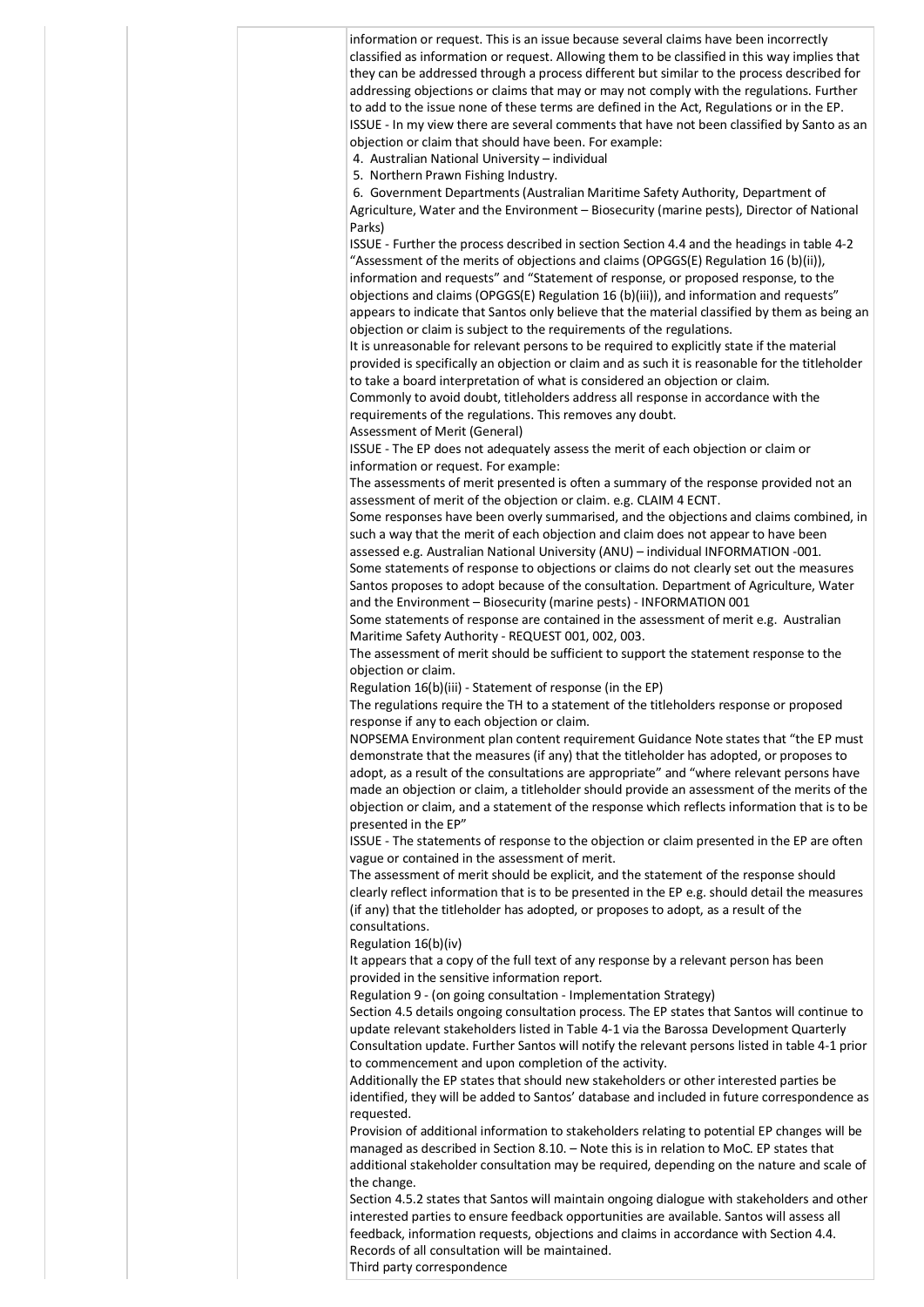information or request. This is an issue because several claims have been incorrectly classified as information or request. Allowing them to be classified in this way implies that they can be addressed through a process different but similar to the process described for addressing objections or claims that may or may not comply with the regulations. Further to add to the issue none of these terms are defined in the Act, Regulations or in the EP.

ISSUE - In my view there are several comments that have not been classified by Santo as an objection or claim that should have been. For example:

4. Australian National University – individual
5. Northern Prawn Fishing Industry.
6. Government Departments (Australian Maritime Safety Authority, Department of Agriculture, Water and the Environment – Biosecurity (marine pests), Director of National Parks)

ISSUE - Further the process described in section Section 4.4 and the headings in table 4-2 “Assessment of the merits of objections and claims (OPGGS(E) Regulation 16 (b)(ii)), information and requests” and “Statement of response, or proposed response, to the objections and claims (OPGGS(E) Regulation 16 (b)(iii)), and information and requests” appears to indicate that Santos only believe that the material classified by them as being an objection or claim is subject to the requirements of the regulations.

It is unreasonable for relevant persons to be required to explicitly state if the material provided is specifically an objection or claim and as such it is reasonable for the titleholder to take a board interpretation of what is considered an objection or claim.

Commonly to avoid doubt, titleholders address all response in accordance with the requirements of the regulations. This removes any doubt.

Assessment of Merit (General)

ISSUE - The EP does not adequately assess the merit of each objection or claim or information or request. For example:

The assessments of merit presented is often a summary of the response provided not an assessment of merit of the objection or claim. e.g. CLAIM 4 ECNT.

Some responses have been overly summarised, and the objections and claims combined, in such a way that the merit of each objection and claim does not appear to have been assessed e.g. Australian National University (ANU) – individual INFORMATION -001.

Some statements of response to objections or claims do not clearly set out the measures Santos proposes to adopt because of the consultation. Department of Agriculture, Water and the Environment – Biosecurity (marine pests) - INFORMATION 001

Some statements of response are contained in the assessment of merit e.g. Australian Maritime Safety Authority - REQUEST 001, 002, 003.

The assessment of merit should be sufficient to support the statement response to the objection or claim.

Regulation 16(b)(iii) - Statement of response (in the EP)

The regulations require the TH to a statement of the titleholders response or proposed response if any to each objection or claim.

NOPSEMA Environment plan content requirement Guidance Note states that “the EP must demonstrate that the measures (if any) that the titleholder has adopted, or proposes to adopt, as a result of the consultations are appropriate” and “where relevant persons have made an objection or claim, a titleholder should provide an assessment of the merits of the objection or claim, and a statement of the response which reflects information that is to be presented in the EP”

ISSUE - The statements of response to the objection or claim presented in the EP are often vague or contained in the assessment of merit.

The assessment of merit should be explicit, and the statement of the response should clearly reflect information that is to be presented in the EP e.g. should detail the measures (if any) that the titleholder has adopted, or proposes to adopt, as a result of the consultations.

Regulation 16(b)(iv)

It appears that a copy of the full text of any response by a relevant person has been provided in the sensitive information report.

Regulation 9 - (on going consultation - Implementation Strategy)

Section 4.5 details ongoing consultation process. The EP states that Santos will continue to update relevant stakeholders listed in Table 4-1 via the Barossa Development Quarterly Consultation update. Further Santos will notify the relevant persons listed in table 4-1 prior to commencement and upon completion of the activity.

Additionally the EP states that should new stakeholders or other interested parties be identified, they will be added to Santos’ database and included in future correspondence as requested.

Provision of additional information to stakeholders relating to potential EP changes will be managed as described in Section 8.10. – Note this is in relation to MoC. EP states that additional stakeholder consultation may be required, depending on the nature and scale of the change.

Section 4.5.2 states that Santos will maintain ongoing dialogue with stakeholders and other interested parties to ensure feedback opportunities are available. Santos will assess all feedback, information requests, objections and claims in accordance with Section 4.4. Records of all consultation will be maintained.

Third party correspondence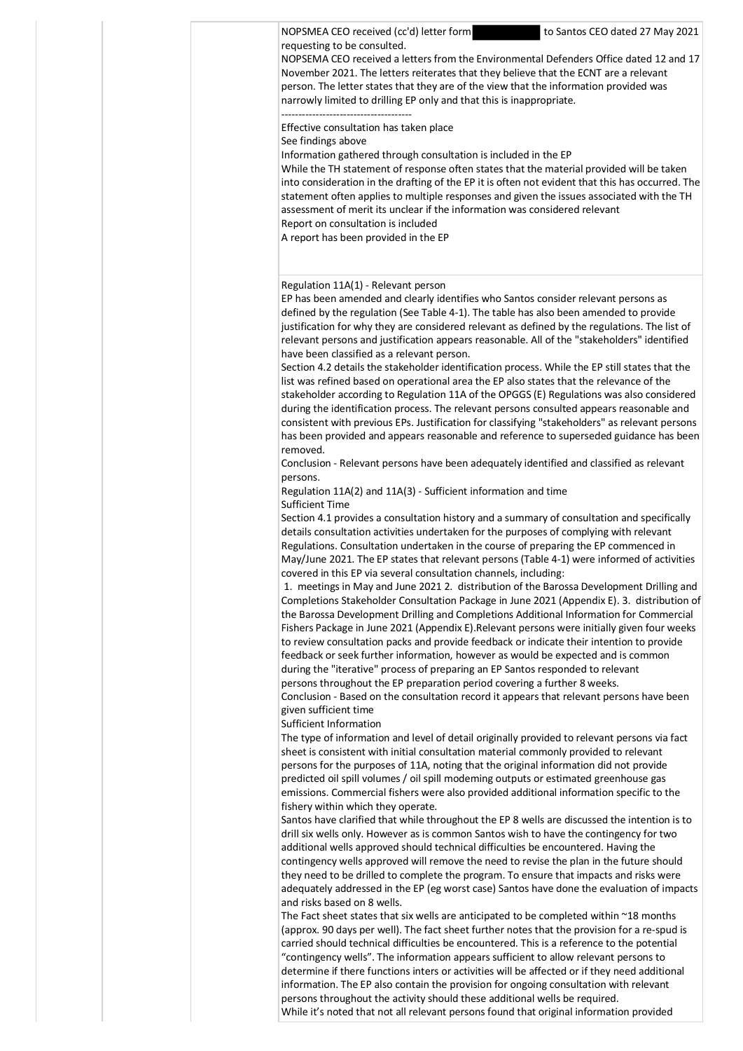NOPSMEA CEO received (cc'd) letter form [redacted] to Santos CEO dated 27 May 2021 requesting to be consulted.
NOPSEMA CEO received a letters from the Environmental Defenders Office dated 12 and 17 November 2021. The letters reiterates that they believe that the ECNT are a relevant person. The letter states that they are of the view that the information provided was narrowly limited to drilling EP only and that this is inappropriate.

--------------------------------------

Effective consultation has taken place
See findings above
Information gathered through consultation is included in the EP
While the TH statement of response often states that the material provided will be taken into consideration in the drafting of the EP it is often not evident that this has occurred. The statement often applies to multiple responses and given the issues associated with the TH assessment of merit its unclear if the information was considered relevant
Report on consultation is included
A report has been provided in the EP

Regulation 11A(1) - Relevant person
EP has been amended and clearly identifies who Santos consider relevant persons as defined by the regulation (See Table 4-1). The table has also been amended to provide justification for why they are considered relevant as defined by the regulations. The list of relevant persons and justification appears reasonable. All of the "stakeholders" identified have been classified as a relevant person.
Section 4.2 details the stakeholder identification process. While the EP still states that the list was refined based on operational area the EP also states that the relevance of the stakeholder according to Regulation 11A of the OPGGS (E) Regulations was also considered during the identification process. The relevant persons consulted appears reasonable and consistent with previous EPs. Justification for classifying "stakeholders" as relevant persons has been provided and appears reasonable and reference to superseded guidance has been removed.
Conclusion - Relevant persons have been adequately identified and classified as relevant persons.
Regulation 11A(2) and 11A(3) - Sufficient information and time
Sufficient Time
Section 4.1 provides a consultation history and a summary of consultation and specifically details consultation activities undertaken for the purposes of complying with relevant Regulations. Consultation undertaken in the course of preparing the EP commenced in May/June 2021. The EP states that relevant persons (Table 4-1) were informed of activities covered in this EP via several consultation channels, including:
1. meetings in May and June 2021 2. distribution of the Barossa Development Drilling and Completions Stakeholder Consultation Package in June 2021 (Appendix E). 3. distribution of the Barossa Development Drilling and Completions Additional Information for Commercial Fishers Package in June 2021 (Appendix E).Relevant persons were initially given four weeks to review consultation packs and provide feedback or indicate their intention to provide feedback or seek further information, however as would be expected and is common during the "iterative" process of preparing an EP Santos responded to relevant persons throughout the EP preparation period covering a further 8 weeks.
Conclusion - Based on the consultation record it appears that relevant persons have been given sufficient time
Sufficient Information
The type of information and level of detail originally provided to relevant persons via fact sheet is consistent with initial consultation material commonly provided to relevant persons for the purposes of 11A, noting that the original information did not provide predicted oil spill volumes / oil spill modeming outputs or estimated greenhouse gas emissions. Commercial fishers were also provided additional information specific to the fishery within which they operate.
Santos have clarified that while throughout the EP 8 wells are discussed the intention is to drill six wells only. However as is common Santos wish to have the contingency for two additional wells approved should technical difficulties be encountered. Having the contingency wells approved will remove the need to revise the plan in the future should they need to be drilled to complete the program. To ensure that impacts and risks were adequately addressed in the EP (eg worst case) Santos have done the evaluation of impacts and risks based on 8 wells.
The Fact sheet states that six wells are anticipated to be completed within ~18 months (approx. 90 days per well). The fact sheet further notes that the provision for a re-spud is carried should technical difficulties be encountered. This is a reference to the potential "contingency wells". The information appears sufficient to allow relevant persons to determine if there functions inters or activities will be affected or if they need additional information. The EP also contain the provision for ongoing consultation with relevant persons throughout the activity should these additional wells be required.
While it's noted that not all relevant persons found that original information provided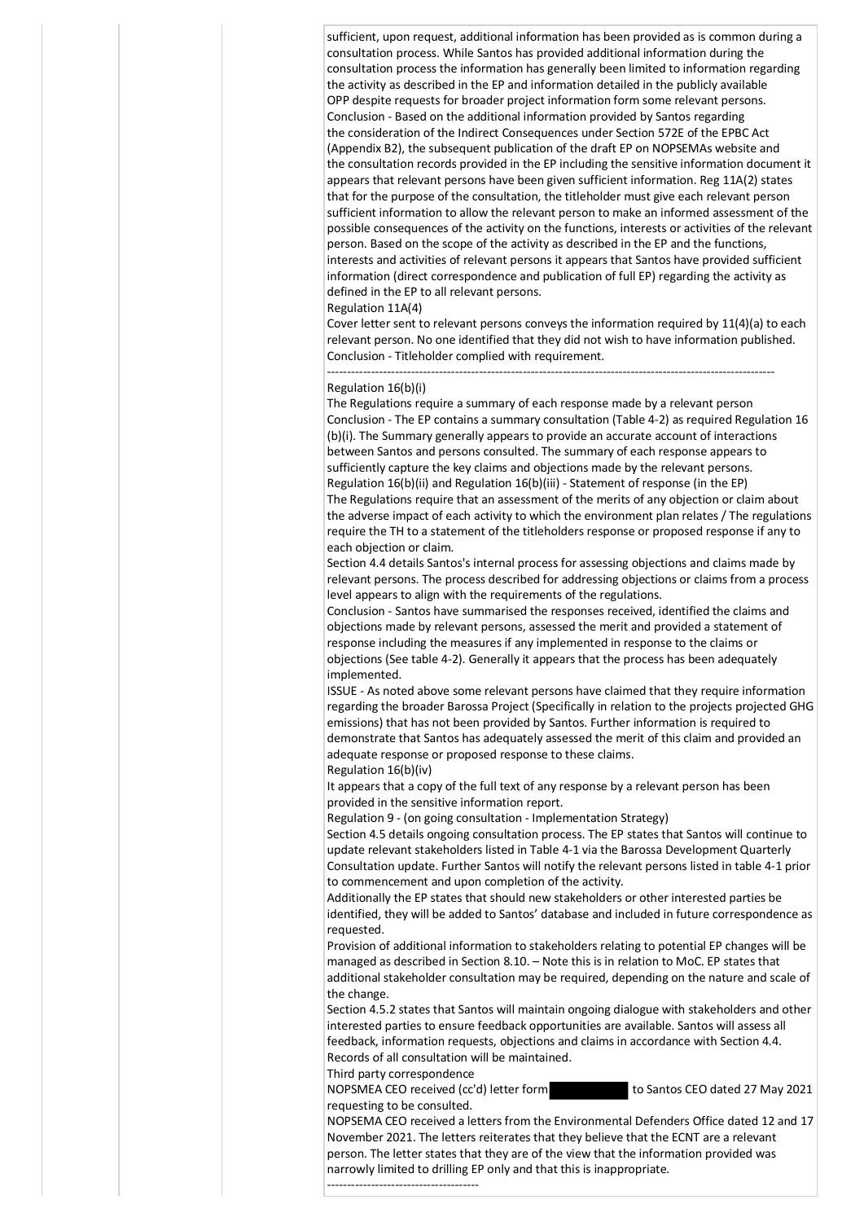sufficient, upon request, additional information has been provided as is common during a consultation process. While Santos has provided additional information during the consultation process the information has generally been limited to information regarding the activity as described in the EP and information detailed in the publicly available OPP despite requests for broader project information form some relevant persons.
Conclusion - Based on the additional information provided by Santos regarding the consideration of the Indirect Consequences under Section 572E of the EPBC Act (Appendix B2), the subsequent publication of the draft EP on NOPSEMAs website and the consultation records provided in the EP including the sensitive information document it appears that relevant persons have been given sufficient information. Reg 11A(2) states that for the purpose of the consultation, the titleholder must give each relevant person sufficient information to allow the relevant person to make an informed assessment of the possible consequences of the activity on the functions, interests or activities of the relevant person. Based on the scope of the activity as described in the EP and the functions, interests and activities of relevant persons it appears that Santos have provided sufficient information (direct correspondence and publication of full EP) regarding the activity as defined in the EP to all relevant persons.
Regulation 11A(4)
Cover letter sent to relevant persons conveys the information required by 11(4)(a) to each relevant person. No one identified that they did not wish to have information published.
Conclusion - Titleholder complied with requirement.

---------------------------------------------------------------------------------------------------------------

Regulation 16(b)(i)
The Regulations require a summary of each response made by a relevant person
Conclusion - The EP contains a summary consultation (Table 4-2) as required Regulation 16 (b)(i). The Summary generally appears to provide an accurate account of interactions between Santos and persons consulted. The summary of each response appears to sufficiently capture the key claims and objections made by the relevant persons.
Regulation 16(b)(ii) and Regulation 16(b)(iii) - Statement of response (in the EP)
The Regulations require that an assessment of the merits of any objection or claim about the adverse impact of each activity to which the environment plan relates / The regulations require the TH to a statement of the titleholders response or proposed response if any to each objection or claim.
Section 4.4 details Santos's internal process for assessing objections and claims made by relevant persons. The process described for addressing objections or claims from a process level appears to align with the requirements of the regulations.
Conclusion - Santos have summarised the responses received, identified the claims and objections made by relevant persons, assessed the merit and provided a statement of response including the measures if any implemented in response to the claims or objections (See table 4-2). Generally it appears that the process has been adequately implemented.
ISSUE - As noted above some relevant persons have claimed that they require information regarding the broader Barossa Project (Specifically in relation to the projects projected GHG emissions) that has not been provided by Santos. Further information is required to demonstrate that Santos has adequately assessed the merit of this claim and provided an adequate response or proposed response to these claims.
Regulation 16(b)(iv)
It appears that a copy of the full text of any response by a relevant person has been provided in the sensitive information report.
Regulation 9 - (on going consultation - Implementation Strategy)
Section 4.5 details ongoing consultation process. The EP states that Santos will continue to update relevant stakeholders listed in Table 4-1 via the Barossa Development Quarterly Consultation update. Further Santos will notify the relevant persons listed in table 4-1 prior to commencement and upon completion of the activity.
Additionally the EP states that should new stakeholders or other interested parties be identified, they will be added to Santos' database and included in future correspondence as requested.
Provision of additional information to stakeholders relating to potential EP changes will be managed as described in Section 8.10. – Note this is in relation to MoC. EP states that additional stakeholder consultation may be required, depending on the nature and scale of the change.
Section 4.5.2 states that Santos will maintain ongoing dialogue with stakeholders and other interested parties to ensure feedback opportunities are available. Santos will assess all feedback, information requests, objections and claims in accordance with Section 4.4. Records of all consultation will be maintained.
Third party correspondence
NOPSMEA CEO received (cc'd) letter form [REDACTED] to Santos CEO dated 27 May 2021 requesting to be consulted.
NOPSEMA CEO received a letters from the Environmental Defenders Office dated 12 and 17 November 2021. The letters reiterates that they believe that the ECNT are a relevant person. The letter states that they are of the view that the information provided was narrowly limited to drilling EP only and that this is inappropriate.

--------------------------------------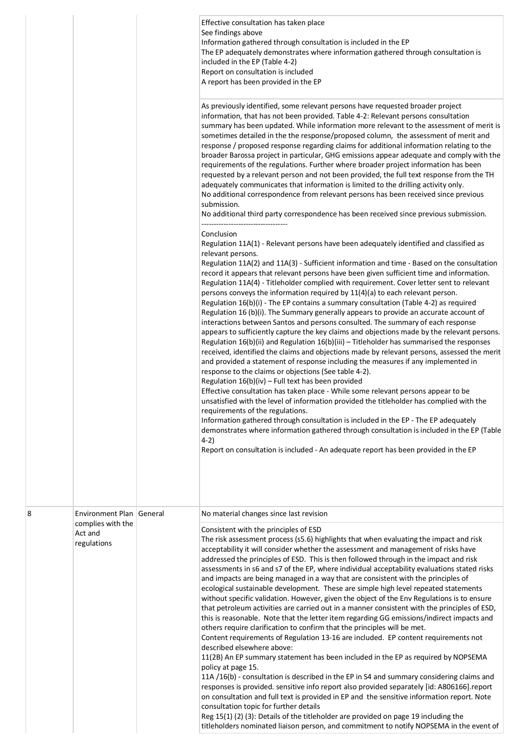| | | | |
|---|---|---|---|
| | | | Effective consultation has taken place<br>See findings above<br>Information gathered through consultation is included in the EP<br>The EP adequately demonstrates where information gathered through consultation is included in the EP (Table 4-2)<br>Report on consultation is included<br>A report has been provided in the EP |
| | | | As previously identified, some relevant persons have requested broader project information, that has not been provided. Table 4-2: Relevant persons consultation summary has been updated. While information more relevant to the assessment of merit is sometimes detailed in the the response/proposed column, the assessment of merit and response / proposed response regarding claims for additional information relating to the broader Barossa project in particular, GHG emissions appear adequate and comply with the requirements of the regulations. Further where broader project information has been requested by a relevant person and not been provided, the full text response from the TH adequately communicates that information is limited to the drilling activity only.<br>No additional correspondence from relevant persons has been received since previous submission.<br>No additional third party correspondence has been received since previous submission.<br>----------------------------------<br>Conclusion<br>Regulation 11A(1) - Relevant persons have been adequately identified and classified as relevant persons.<br>Regulation 11A(2) and 11A(3) - Sufficient information and time - Based on the consultation record it appears that relevant persons have been given sufficient time and information.<br>Regulation 11A(4) - Titleholder complied with requirement. Cover letter sent to relevant persons conveys the information required by 11(4)(a) to each relevant person.<br>Regulation 16(b)(i) - The EP contains a summary consultation (Table 4-2) as required Regulation 16 (b)(i). The Summary generally appears to provide an accurate account of interactions between Santos and persons consulted. The summary of each response appears to sufficiently capture the key claims and objections made by the relevant persons.<br>Regulation 16(b)(ii) and Regulation 16(b)(iii) – Titleholder has summarised the responses received, identified the claims and objections made by relevant persons, assessed the merit and provided a statement of response including the measures if any implemented in response to the claims or objections (See table 4-2).<br>Regulation 16(b)(iv) – Full text has been provided<br>Effective consultation has taken place - While some relevant persons appear to be unsatisfied with the level of information provided the titleholder has complied with the requirements of the regulations.<br>Information gathered through consultation is included in the EP - The EP adequately demonstrates where information gathered through consultation is included in the EP (Table 4-2)<br>Report on consultation is included - An adequate report has been provided in the EP |
| 8 | Environment Plan complies with the Act and regulations | General | No material changes since last revision |
| | | | Consistent with the principles of ESD<br>The risk assessment process (s5.6) highlights that when evaluating the impact and risk acceptability it will consider whether the assessment and management of risks have addressed the principles of ESD. This is then followed through in the impact and risk assessments in s6 and s7 of the EP, where individual acceptability evaluations stated risks and impacts are being managed in a way that are consistent with the principles of ecological sustainable development. These are simple high level repeated statements without specific validation. However, given the object of the Env Regulations is to ensure that petroleum activities are carried out in a manner consistent with the principles of ESD, this is reasonable. Note that the letter item regarding GG emissions/indirect impacts and others require clarification to confirm that the principles will be met.<br>Content requirements of Regulation 13-16 are included. EP content requirements not described elsewhere above:<br>11(2B) An EP summary statement has been included in the EP as required by NOPSEMA policy at page 15.<br>11A /16(b) - consultation is described in the EP in S4 and summary considering claims and responses is provided. sensitive info report also provided separately [id: A806166].report on consultation and full text is provided in EP and the sensitive information report. Note consultation topic for further details<br>Reg 15(1) (2) (3): Details of the titleholder are provided on page 19 including the titleholders nominated liaison person, and commitment to notify NOPSEMA in the event of |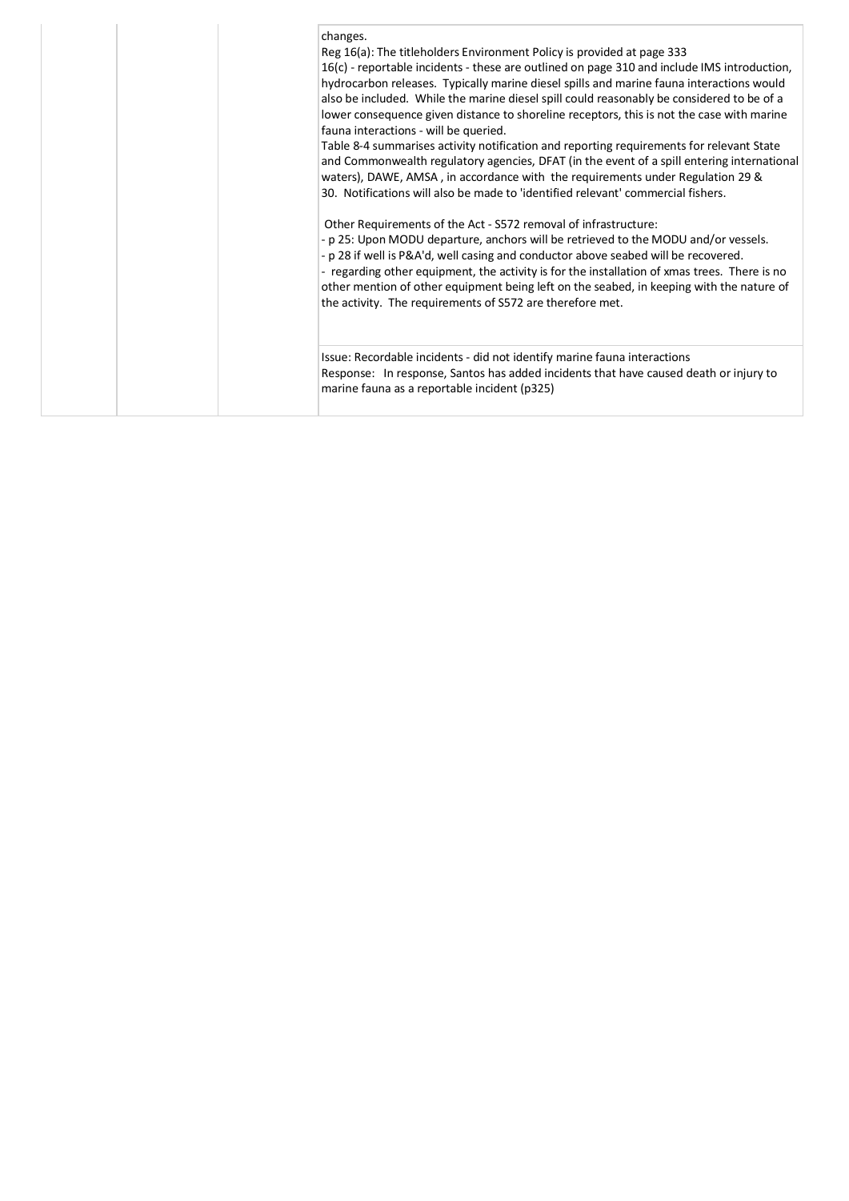| | | | |
|---|---|---|---|
| | | | changes.<br>Reg 16(a): The titleholders Environment Policy is provided at page 333<br>16(c) - reportable incidents - these are outlined on page 310 and include IMS introduction, hydrocarbon releases. Typically marine diesel spills and marine fauna interactions would also be included. While the marine diesel spill could reasonably be considered to be of a lower consequence given distance to shoreline receptors, this is not the case with marine fauna interactions - will be queried.<br>Table 8-4 summarises activity notification and reporting requirements for relevant State and Commonwealth regulatory agencies, DFAT (in the event of a spill entering international waters), DAWE, AMSA , in accordance with the requirements under Regulation 29 & 30. Notifications will also be made to 'identified relevant' commercial fishers.<br><br>Other Requirements of the Act - S572 removal of infrastructure:<br>- p 25: Upon MODU departure, anchors will be retrieved to the MODU and/or vessels.<br>- p 28 if well is P&A'd, well casing and conductor above seabed will be recovered.<br>- regarding other equipment, the activity is for the installation of xmas trees. There is no other mention of other equipment being left on the seabed, in keeping with the nature of the activity. The requirements of S572 are therefore met. |
| | | | Issue: Recordable incidents - did not identify marine fauna interactions<br>Response: In response, Santos has added incidents that have caused death or injury to marine fauna as a reportable incident (p325) |